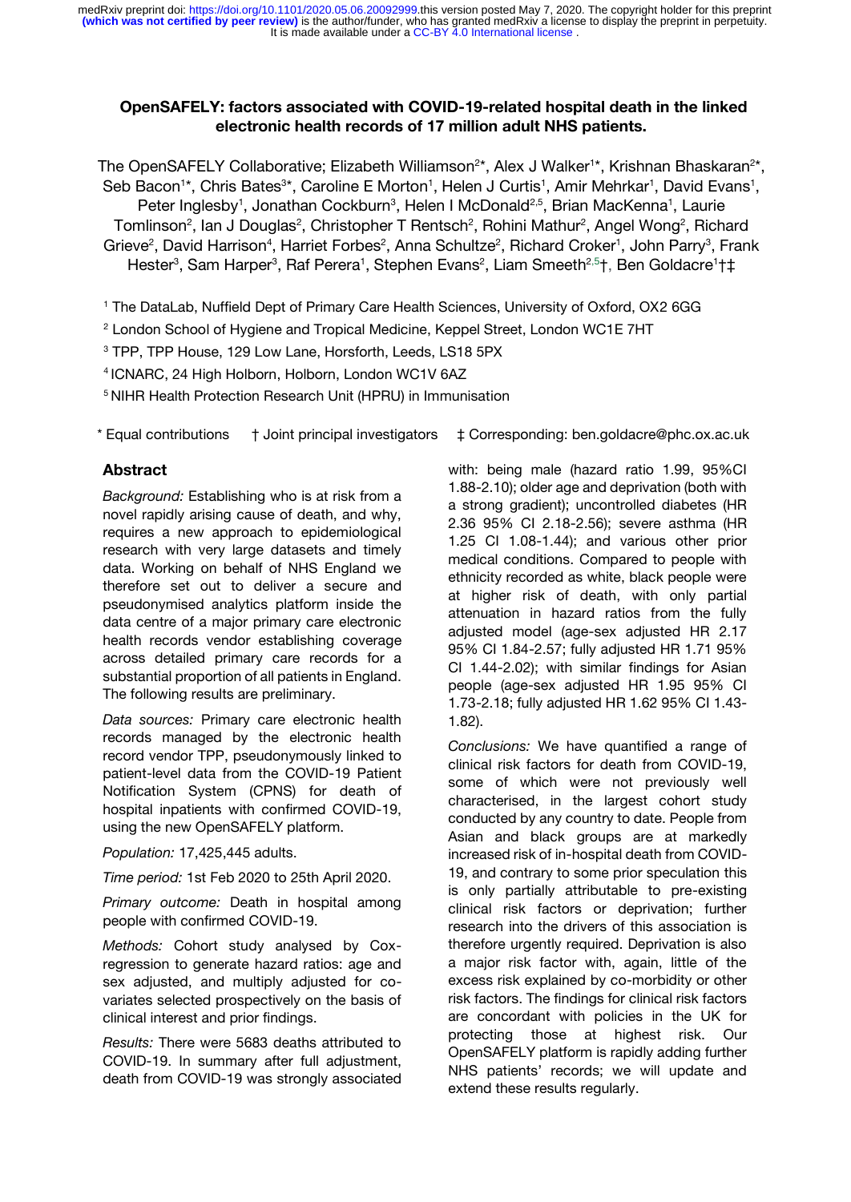# OpenSAFELY: factors associated with COVID-19-related hospital death in the linked electronic health records of 17 million adult NHS patients.

The OpenSAFELY Collaborative; Elizabeth Williamson[2*], Alex J Walker[1*], Krishnan Bhaskaran[2*], Seb Bacon[1*], Chris Bates[3*], Caroline E Morton[1], Helen J Curtis[1], Amir Mehrkar[1], David Evans[1], Peter Inglesby[1], Jonathan Cockburn[3], Helen I McDonald[2,5], Brian MacKenna[1], Laurie Tomlinson[2], Ian J Douglas[2], Christopher T Rentsch[2], Rohini Mathur[2], Angel Wong[2], Richard Grieve[2], David Harrison[4], Harriet Forbes[2], Anna Schultze[2], Richard Croker[1], John Parry[3], Frank Hester[3], Sam Harper[3], Raf Perera[1], Stephen Evans[2], Liam Smeeth[2,5]†, Ben Goldacre[1]†‡

[1] The DataLab, Nuffield Dept of Primary Care Health Sciences, University of Oxford, OX2 6GG

[2] London School of Hygiene and Tropical Medicine, Keppel Street, London WC1E 7HT

[3] TPP, TPP House, 129 Low Lane, Horsforth, Leeds, LS18 5PX

[4] ICNARC, 24 High Holborn, Holborn, London WC1V 6AZ

[5] NIHR Health Protection Research Unit (HPRU) in Immunisation

\* Equal contributions † Joint principal investigators ‡ Corresponding: ben.goldacre@phc.ox.ac.uk

## Abstract

*Background:* Establishing who is at risk from a novel rapidly arising cause of death, and why, requires a new approach to epidemiological research with very large datasets and timely data. Working on behalf of NHS England we therefore set out to deliver a secure and pseudonymised analytics platform inside the data centre of a major primary care electronic health records vendor establishing coverage across detailed primary care records for a substantial proportion of all patients in England. The following results are preliminary.

*Data sources:* Primary care electronic health records managed by the electronic health record vendor TPP, pseudonymously linked to patient-level data from the COVID-19 Patient Notification System (CPNS) for death of hospital inpatients with confirmed COVID-19, using the new OpenSAFELY platform.

*Population:* 17,425,445 adults.

*Time period:* 1st Feb 2020 to 25th April 2020.

*Primary outcome:* Death in hospital among people with confirmed COVID-19.

*Methods:* Cohort study analysed by Cox-regression to generate hazard ratios: age and sex adjusted, and multiply adjusted for co-variates selected prospectively on the basis of clinical interest and prior findings.

*Results:* There were 5683 deaths attributed to COVID-19. In summary after full adjustment, death from COVID-19 was strongly associated with: being male (hazard ratio 1.99, 95%CI 1.88-2.10); older age and deprivation (both with a strong gradient); uncontrolled diabetes (HR 2.36 95% CI 2.18-2.56); severe asthma (HR 1.25 CI 1.08-1.44); and various other prior medical conditions. Compared to people with ethnicity recorded as white, black people were at higher risk of death, with only partial attenuation in hazard ratios from the fully adjusted model (age-sex adjusted HR 2.17 95% CI 1.84-2.57; fully adjusted HR 1.71 95% CI 1.44-2.02); with similar findings for Asian people (age-sex adjusted HR 1.95 95% CI 1.73-2.18; fully adjusted HR 1.62 95% CI 1.43-1.82).

*Conclusions:* We have quantified a range of clinical risk factors for death from COVID-19, some of which were not previously well characterised, in the largest cohort study conducted by any country to date. People from Asian and black groups are at markedly increased risk of in-hospital death from COVID-19, and contrary to some prior speculation this is only partially attributable to pre-existing clinical risk factors or deprivation; further research into the drivers of this association is therefore urgently required. Deprivation is also a major risk factor with, again, little of the excess risk explained by co-morbidity or other risk factors. The findings for clinical risk factors are concordant with policies in the UK for protecting those at highest risk. Our OpenSAFELY platform is rapidly adding further NHS patients' records; we will update and extend these results regularly.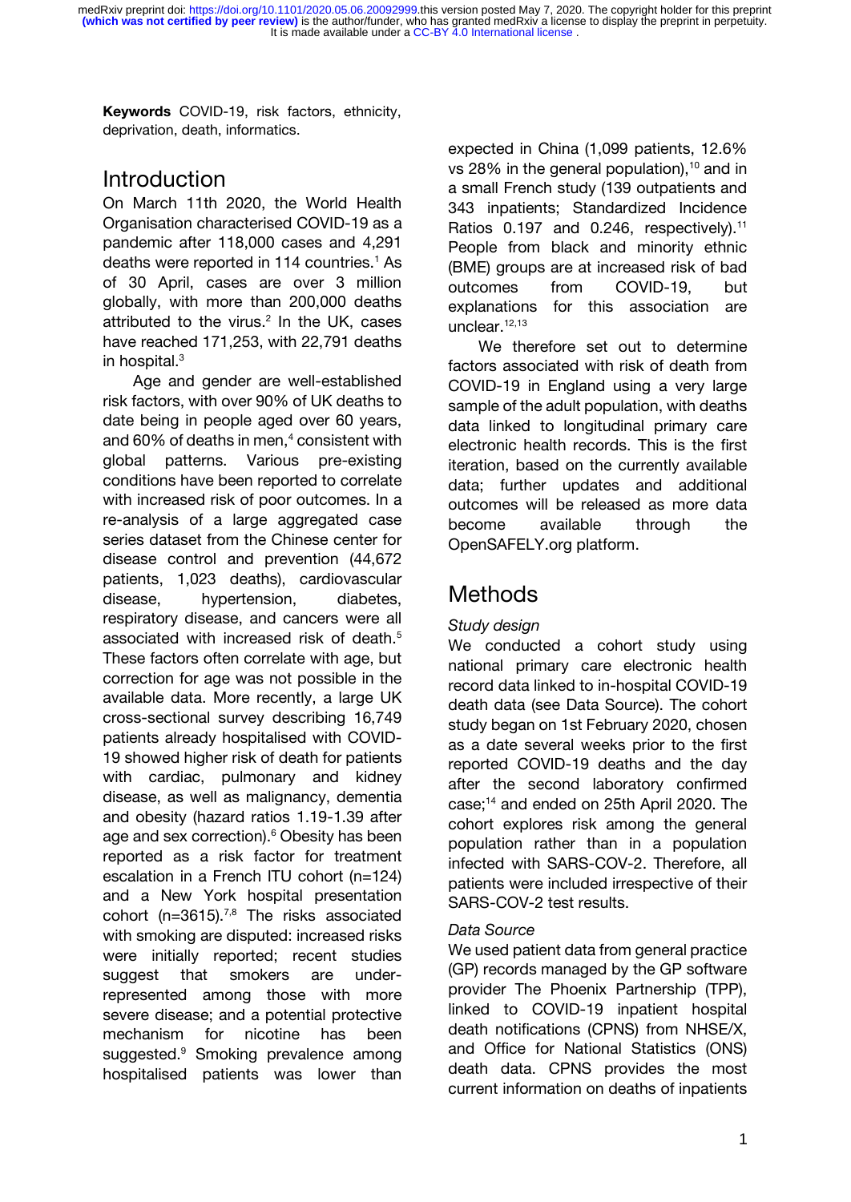**Keywords** COVID-19, risk factors, ethnicity, deprivation, death, informatics.

## Introduction

On March 11th 2020, the World Health Organisation characterised COVID-19 as a pandemic after 118,000 cases and 4,291 deaths were reported in 114 countries.[1] As of 30 April, cases are over 3 million globally, with more than 200,000 deaths attributed to the virus.[2] In the UK, cases have reached 171,253, with 22,791 deaths in hospital.[3]

Age and gender are well-established risk factors, with over 90% of UK deaths to date being in people aged over 60 years, and 60% of deaths in men,[4] consistent with global patterns. Various pre-existing conditions have been reported to correlate with increased risk of poor outcomes. In a re-analysis of a large aggregated case series dataset from the Chinese center for disease control and prevention (44,672 patients, 1,023 deaths), cardiovascular disease, hypertension, diabetes, respiratory disease, and cancers were all associated with increased risk of death.[5] These factors often correlate with age, but correction for age was not possible in the available data. More recently, a large UK cross-sectional survey describing 16,749 patients already hospitalised with COVID-19 showed higher risk of death for patients with cardiac, pulmonary and kidney disease, as well as malignancy, dementia and obesity (hazard ratios 1.19-1.39 after age and sex correction).[6] Obesity has been reported as a risk factor for treatment escalation in a French ITU cohort (n=124) and a New York hospital presentation cohort (n=3615).[7,8] The risks associated with smoking are disputed: increased risks were initially reported; recent studies suggest that smokers are under-represented among those with more severe disease; and a potential protective mechanism for nicotine has been suggested.[9] Smoking prevalence among hospitalised patients was lower than expected in China (1,099 patients, 12.6% vs 28% in the general population),[10] and in a small French study (139 outpatients and 343 inpatients; Standardized Incidence Ratios 0.197 and 0.246, respectively).[11] People from black and minority ethnic (BME) groups are at increased risk of bad outcomes from COVID-19, but explanations for this association are unclear.[12,13]

We therefore set out to determine factors associated with risk of death from COVID-19 in England using a very large sample of the adult population, with deaths data linked to longitudinal primary care electronic health records. This is the first iteration, based on the currently available data; further updates and additional outcomes will be released as more data become available through the OpenSAFELY.org platform.

## Methods

### *Study design*

We conducted a cohort study using national primary care electronic health record data linked to in-hospital COVID-19 death data (see Data Source). The cohort study began on 1st February 2020, chosen as a date several weeks prior to the first reported COVID-19 deaths and the day after the second laboratory confirmed case;[14] and ended on 25th April 2020. The cohort explores risk among the general population rather than in a population infected with SARS-COV-2. Therefore, all patients were included irrespective of their SARS-COV-2 test results.

### *Data Source*

We used patient data from general practice (GP) records managed by the GP software provider The Phoenix Partnership (TPP), linked to COVID-19 inpatient hospital death notifications (CPNS) from NHSE/X, and Office for National Statistics (ONS) death data. CPNS provides the most current information on deaths of inpatients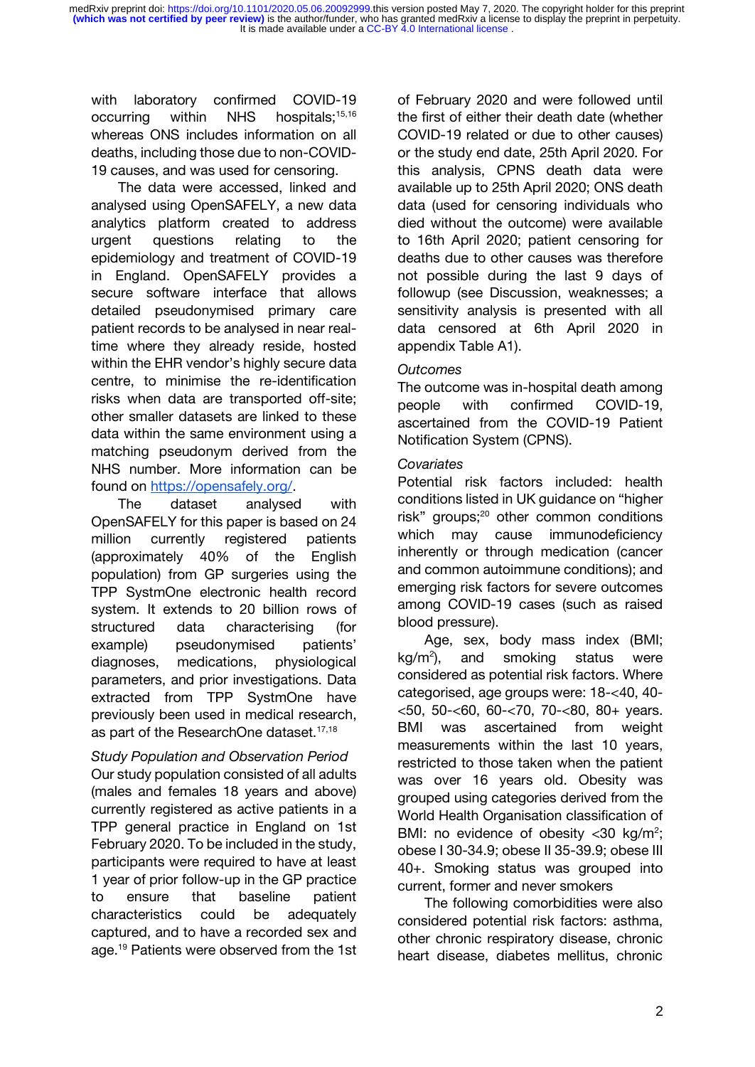with laboratory confirmed COVID-19 occurring within NHS hospitals;[15,16] whereas ONS includes information on all deaths, including those due to non-COVID-19 causes, and was used for censoring.

The data were accessed, linked and analysed using OpenSAFELY, a new data analytics platform created to address urgent questions relating to the epidemiology and treatment of COVID-19 in England. OpenSAFELY provides a secure software interface that allows detailed pseudonymised primary care patient records to be analysed in near real-time where they already reside, hosted within the EHR vendor's highly secure data centre, to minimise the re-identification risks when data are transported off-site; other smaller datasets are linked to these data within the same environment using a matching pseudonym derived from the NHS number. More information can be found on [https://opensafely.org/](https://opensafely.org/).

The dataset analysed with OpenSAFELY for this paper is based on 24 million currently registered patients (approximately 40% of the English population) from GP surgeries using the TPP SystmOne electronic health record system. It extends to 20 billion rows of structured data characterising (for example) pseudonymised patients' diagnoses, medications, physiological parameters, and prior investigations. Data extracted from TPP SystmOne have previously been used in medical research, as part of the ResearchOne dataset.[17,18]

*Study Population and Observation Period*

Our study population consisted of all adults (males and females 18 years and above) currently registered as active patients in a TPP general practice in England on 1st February 2020. To be included in the study, participants were required to have at least 1 year of prior follow-up in the GP practice to ensure that baseline patient characteristics could be adequately captured, and to have a recorded sex and age.[19] Patients were observed from the 1st of February 2020 and were followed until the first of either their death date (whether COVID-19 related or due to other causes) or the study end date, 25th April 2020. For this analysis, CPNS death data were available up to 25th April 2020; ONS death data (used for censoring individuals who died without the outcome) were available up to 16th April 2020; patient censoring for deaths due to other causes was therefore not possible during the last 9 days of followup (see Discussion, weaknesses; a sensitivity analysis is presented with all data censored at 6th April 2020 in appendix Table A1).

*Outcomes*

The outcome was in-hospital death among people with confirmed COVID-19, ascertained from the COVID-19 Patient Notification System (CPNS).

*Covariates*

Potential risk factors included: health conditions listed in UK guidance on "higher risk" groups;[20] other common conditions which may cause immunodeficiency inherently or through medication (cancer and common autoimmune conditions); and emerging risk factors for severe outcomes among COVID-19 cases (such as raised blood pressure).

Age, sex, body mass index (BMI; kg/m$^2$), and smoking status were considered as potential risk factors. Where categorised, age groups were: 18-<40, 40-<50, 50-<60, 60-<70, 70-<80, 80+ years. BMI was ascertained from weight measurements within the last 10 years, restricted to those taken when the patient was over 16 years old. Obesity was grouped using categories derived from the World Health Organisation classification of BMI: no evidence of obesity <30 kg/m$^2$; obese I 30-34.9; obese II 35-39.9; obese III 40+. Smoking status was grouped into current, former and never smokers

The following comorbidities were also considered potential risk factors: asthma, other chronic respiratory disease, chronic heart disease, diabetes mellitus, chronic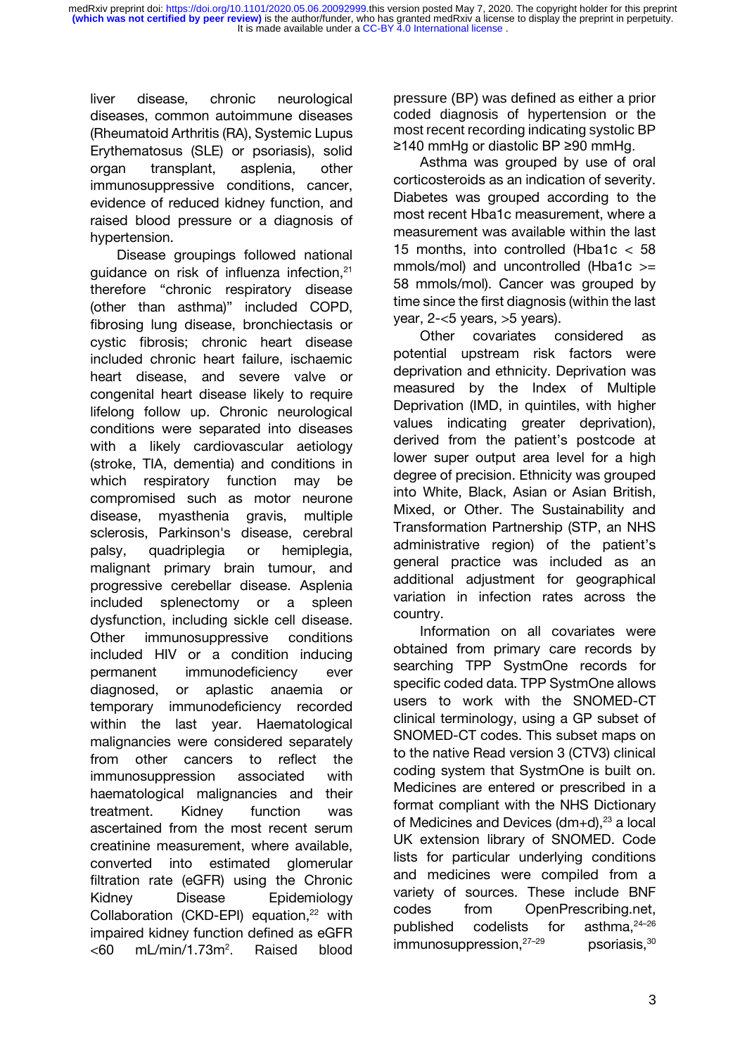liver disease, chronic neurological diseases, common autoimmune diseases (Rheumatoid Arthritis (RA), Systemic Lupus Erythematosus (SLE) or psoriasis), solid organ transplant, asplenia, other immunosuppressive conditions, cancer, evidence of reduced kidney function, and raised blood pressure or a diagnosis of hypertension.

Disease groupings followed national guidance on risk of influenza infection,[21] therefore "chronic respiratory disease (other than asthma)" included COPD, fibrosing lung disease, bronchiectasis or cystic fibrosis; chronic heart disease included chronic heart failure, ischaemic heart disease, and severe valve or congenital heart disease likely to require lifelong follow up. Chronic neurological conditions were separated into diseases with a likely cardiovascular aetiology (stroke, TIA, dementia) and conditions in which respiratory function may be compromised such as motor neurone disease, myasthenia gravis, multiple sclerosis, Parkinson's disease, cerebral palsy, quadriplegia or hemiplegia, malignant primary brain tumour, and progressive cerebellar disease. Asplenia included splenectomy or a spleen dysfunction, including sickle cell disease. Other immunosuppressive conditions included HIV or a condition inducing permanent immunodeficiency ever diagnosed, or aplastic anaemia or temporary immunodeficiency recorded within the last year. Haematological malignancies were considered separately from other cancers to reflect the immunosuppression associated with haematological malignancies and their treatment. Kidney function was ascertained from the most recent serum creatinine measurement, where available, converted into estimated glomerular filtration rate (eGFR) using the Chronic Kidney Disease Epidemiology Collaboration (CKD-EPI) equation,[22] with impaired kidney function defined as eGFR <60 mL/min/1.73m$^2$. Raised blood pressure (BP) was defined as either a prior coded diagnosis of hypertension or the most recent recording indicating systolic BP ≥140 mmHg or diastolic BP ≥90 mmHg.

Asthma was grouped by use of oral corticosteroids as an indication of severity. Diabetes was grouped according to the most recent Hba1c measurement, where a measurement was available within the last 15 months, into controlled (Hba1c < 58 mmols/mol) and uncontrolled (Hba1c >= 58 mmols/mol). Cancer was grouped by time since the first diagnosis (within the last year, 2-<5 years, >5 years).

Other covariates considered as potential upstream risk factors were deprivation and ethnicity. Deprivation was measured by the Index of Multiple Deprivation (IMD, in quintiles, with higher values indicating greater deprivation), derived from the patient's postcode at lower super output area level for a high degree of precision. Ethnicity was grouped into White, Black, Asian or Asian British, Mixed, or Other. The Sustainability and Transformation Partnership (STP, an NHS administrative region) of the patient's general practice was included as an additional adjustment for geographical variation in infection rates across the country.

Information on all covariates were obtained from primary care records by searching TPP SystmOne records for specific coded data. TPP SystmOne allows users to work with the SNOMED-CT clinical terminology, using a GP subset of SNOMED-CT codes. This subset maps on to the native Read version 3 (CTV3) clinical coding system that SystmOne is built on. Medicines are entered or prescribed in a format compliant with the NHS Dictionary of Medicines and Devices (dm+d),[23] a local UK extension library of SNOMED. Code lists for particular underlying conditions and medicines were compiled from a variety of sources. These include BNF codes from OpenPrescribing.net, published codelists for asthma,[24–26] immunosuppression,[27–29] psoriasis,[30]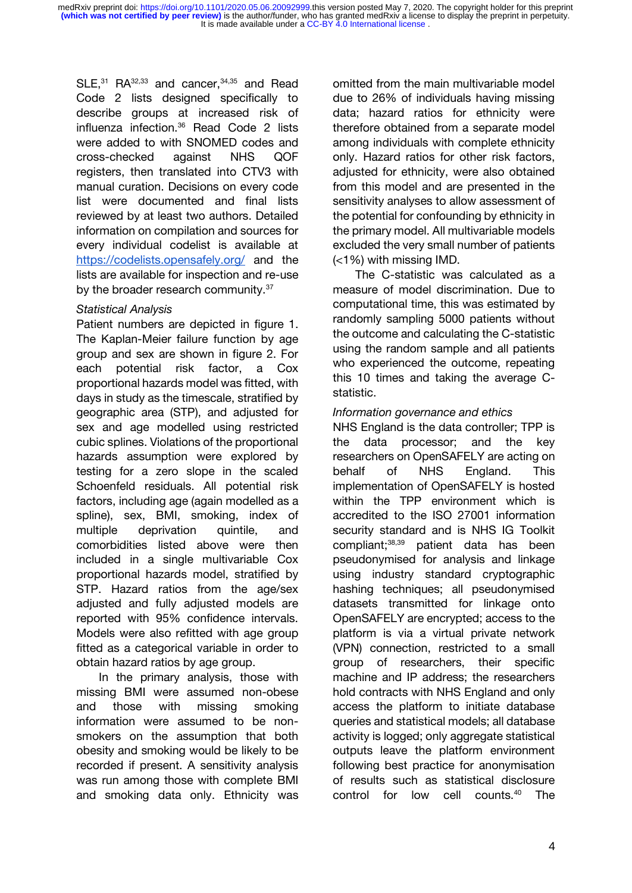SLE,[31] RA[32,33] and cancer,[34,35] and Read Code 2 lists designed specifically to describe groups at increased risk of influenza infection.[36] Read Code 2 lists were added to with SNOMED codes and cross-checked against NHS QOF registers, then translated into CTV3 with manual curation. Decisions on every code list were documented and final lists reviewed by at least two authors. Detailed information on compilation and sources for every individual codelist is available at https://codelists.opensafely.org/ and the lists are available for inspection and re-use by the broader research community.[37]

*Statistical Analysis*

Patient numbers are depicted in figure 1. The Kaplan-Meier failure function by age group and sex are shown in figure 2. For each potential risk factor, a Cox proportional hazards model was fitted, with days in study as the timescale, stratified by geographic area (STP), and adjusted for sex and age modelled using restricted cubic splines. Violations of the proportional hazards assumption were explored by testing for a zero slope in the scaled Schoenfeld residuals. All potential risk factors, including age (again modelled as a spline), sex, BMI, smoking, index of multiple deprivation quintile, and comorbidities listed above were then included in a single multivariable Cox proportional hazards model, stratified by STP. Hazard ratios from the age/sex adjusted and fully adjusted models are reported with 95% confidence intervals. Models were also refitted with age group fitted as a categorical variable in order to obtain hazard ratios by age group.

In the primary analysis, those with missing BMI were assumed non-obese and those with missing smoking information were assumed to be non-smokers on the assumption that both obesity and smoking would be likely to be recorded if present. A sensitivity analysis was run among those with complete BMI and smoking data only. Ethnicity was omitted from the main multivariable model due to 26% of individuals having missing data; hazard ratios for ethnicity were therefore obtained from a separate model among individuals with complete ethnicity only. Hazard ratios for other risk factors, adjusted for ethnicity, were also obtained from this model and are presented in the sensitivity analyses to allow assessment of the potential for confounding by ethnicity in the primary model. All multivariable models excluded the very small number of patients (<1%) with missing IMD.

The C-statistic was calculated as a measure of model discrimination. Due to computational time, this was estimated by randomly sampling 5000 patients without the outcome and calculating the C-statistic using the random sample and all patients who experienced the outcome, repeating this 10 times and taking the average C-statistic.

*Information governance and ethics*

NHS England is the data controller; TPP is the data processor; and the key researchers on OpenSAFELY are acting on behalf of NHS England. This implementation of OpenSAFELY is hosted within the TPP environment which is accredited to the ISO 27001 information security standard and is NHS IG Toolkit compliant;[38,39] patient data has been pseudonymised for analysis and linkage using industry standard cryptographic hashing techniques; all pseudonymised datasets transmitted for linkage onto OpenSAFELY are encrypted; access to the platform is via a virtual private network (VPN) connection, restricted to a small group of researchers, their specific machine and IP address; the researchers hold contracts with NHS England and only access the platform to initiate database queries and statistical models; all database activity is logged; only aggregate statistical outputs leave the platform environment following best practice for anonymisation of results such as statistical disclosure control for low cell counts.[40] The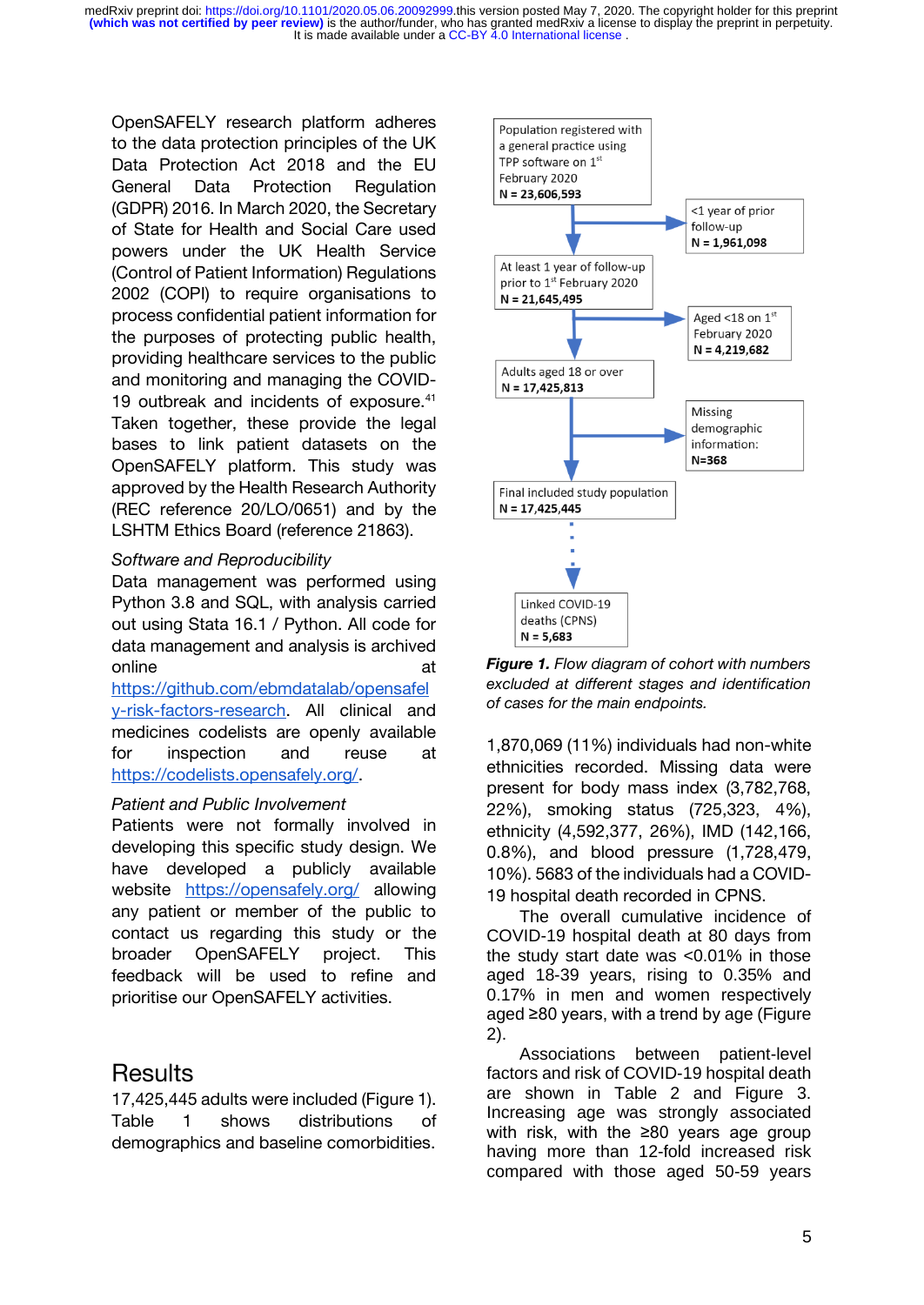OpenSAFELY research platform adheres to the data protection principles of the UK Data Protection Act 2018 and the EU General Data Protection Regulation (GDPR) 2016. In March 2020, the Secretary of State for Health and Social Care used powers under the UK Health Service (Control of Patient Information) Regulations 2002 (COPI) to require organisations to process confidential patient information for the purposes of protecting public health, providing healthcare services to the public and monitoring and managing the COVID-19 outbreak and incidents of exposure.[41] Taken together, these provide the legal bases to link patient datasets on the OpenSAFELY platform. This study was approved by the Health Research Authority (REC reference 20/LO/0651) and by the LSHTM Ethics Board (reference 21863).

*Software and Reproducibility*

Data management was performed using Python 3.8 and SQL, with analysis carried out using Stata 16.1 / Python. All code for data management and analysis is archived online at https://github.com/ebmdatalab/opensafely-risk-factors-research. All clinical and medicines codelists are openly available for inspection and reuse at https://codelists.opensafely.org/.

*Patient and Public Involvement*

Patients were not formally involved in developing this specific study design. We have developed a publicly available website https://opensafely.org/ allowing any patient or member of the public to contact us regarding this study or the broader OpenSAFELY project. This feedback will be used to refine and prioritise our OpenSAFELY activities.

# Results

17,425,445 adults were included (Figure 1). Table 1 shows distributions of demographics and baseline comorbidities.

Population registered with a general practice using TPP software on 1st February 2020
N = 23,606,593

→ <1 year of prior follow-up N = 1,961,098

At least 1 year of follow-up prior to 1st February 2020
N = 21,645,495

→ Aged <18 on 1st February 2020 N = 4,219,682

Adults aged 18 or over
N = 17,425,813

→ Missing demographic information: N=368

Final included study population
N = 17,425,445

Linked COVID-19 deaths (CPNS)
N = 5,683

***Figure 1.*** *Flow diagram of cohort with numbers excluded at different stages and identification of cases for the main endpoints.*

1,870,069 (11%) individuals had non-white ethnicities recorded. Missing data were present for body mass index (3,782,768, 22%), smoking status (725,323, 4%), ethnicity (4,592,377, 26%), IMD (142,166, 0.8%), and blood pressure (1,728,479, 10%). 5683 of the individuals had a COVID-19 hospital death recorded in CPNS.

The overall cumulative incidence of COVID-19 hospital death at 80 days from the study start date was <0.01% in those aged 18-39 years, rising to 0.35% and 0.17% in men and women respectively aged ≥80 years, with a trend by age (Figure 2).

Associations between patient-level factors and risk of COVID-19 hospital death are shown in Table 2 and Figure 3. Increasing age was strongly associated with risk, with the ≥80 years age group having more than 12-fold increased risk compared with those aged 50-59 years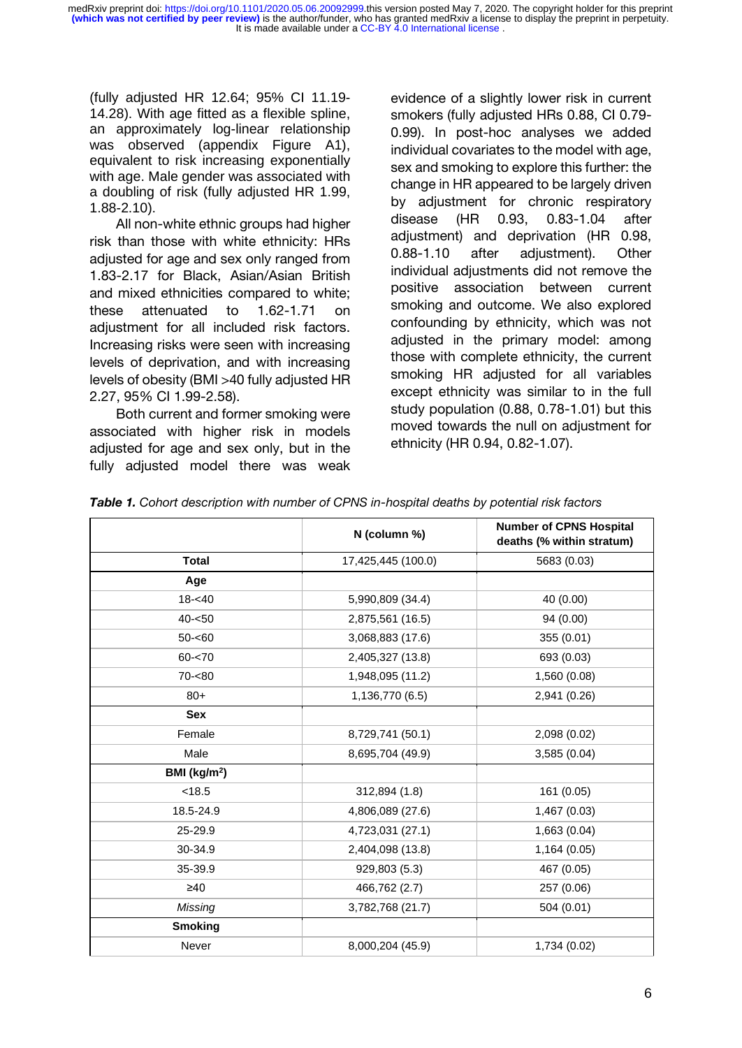(fully adjusted HR 12.64; 95% CI 11.19-14.28). With age fitted as a flexible spline, an approximately log-linear relationship was observed (appendix Figure A1), equivalent to risk increasing exponentially with age. Male gender was associated with a doubling of risk (fully adjusted HR 1.99, 1.88-2.10).

All non-white ethnic groups had higher risk than those with white ethnicity: HRs adjusted for age and sex only ranged from 1.83-2.17 for Black, Asian/Asian British and mixed ethnicities compared to white; these attenuated to 1.62-1.71 on adjustment for all included risk factors. Increasing risks were seen with increasing levels of deprivation, and with increasing levels of obesity (BMI >40 fully adjusted HR 2.27, 95% CI 1.99-2.58).

Both current and former smoking were associated with higher risk in models adjusted for age and sex only, but in the fully adjusted model there was weak evidence of a slightly lower risk in current smokers (fully adjusted HRs 0.88, CI 0.79-0.99). In post-hoc analyses we added individual covariates to the model with age, sex and smoking to explore this further: the change in HR appeared to be largely driven by adjustment for chronic respiratory disease (HR 0.93, 0.83-1.04 after adjustment) and deprivation (HR 0.98, 0.88-1.10 after adjustment). Other individual adjustments did not remove the positive association between current smoking and outcome. We also explored confounding by ethnicity, which was not adjusted in the primary model: among those with complete ethnicity, the current smoking HR adjusted for all variables except ethnicity was similar to in the full study population (0.88, 0.78-1.01) but this moved towards the null on adjustment for ethnicity (HR 0.94, 0.82-1.07).

***Table 1.*** *Cohort description with number of CPNS in-hospital deaths by potential risk factors*

| | N (column %) | Number of CPNS Hospital deaths (% within stratum) |
|---|---|---|
| **Total** | 17,425,445 (100.0) | 5683 (0.03) |
| **Age** | | |
| 18-<40 | 5,990,809 (34.4) | 40 (0.00) |
| 40-<50 | 2,875,561 (16.5) | 94 (0.00) |
| 50-<60 | 3,068,883 (17.6) | 355 (0.01) |
| 60-<70 | 2,405,327 (13.8) | 693 (0.03) |
| 70-<80 | 1,948,095 (11.2) | 1,560 (0.08) |
| 80+ | 1,136,770 (6.5) | 2,941 (0.26) |
| **Sex** | | |
| Female | 8,729,741 (50.1) | 2,098 (0.02) |
| Male | 8,695,704 (49.9) | 3,585 (0.04) |
| **BMI (kg/m$^2$)** | | |
| <18.5 | 312,894 (1.8) | 161 (0.05) |
| 18.5-24.9 | 4,806,089 (27.6) | 1,467 (0.03) |
| 25-29.9 | 4,723,031 (27.1) | 1,663 (0.04) |
| 30-34.9 | 2,404,098 (13.8) | 1,164 (0.05) |
| 35-39.9 | 929,803 (5.3) | 467 (0.05) |
| ≥40 | 466,762 (2.7) | 257 (0.06) |
| *Missing* | 3,782,768 (21.7) | 504 (0.01) |
| **Smoking** | | |
| Never | 8,000,204 (45.9) | 1,734 (0.02) |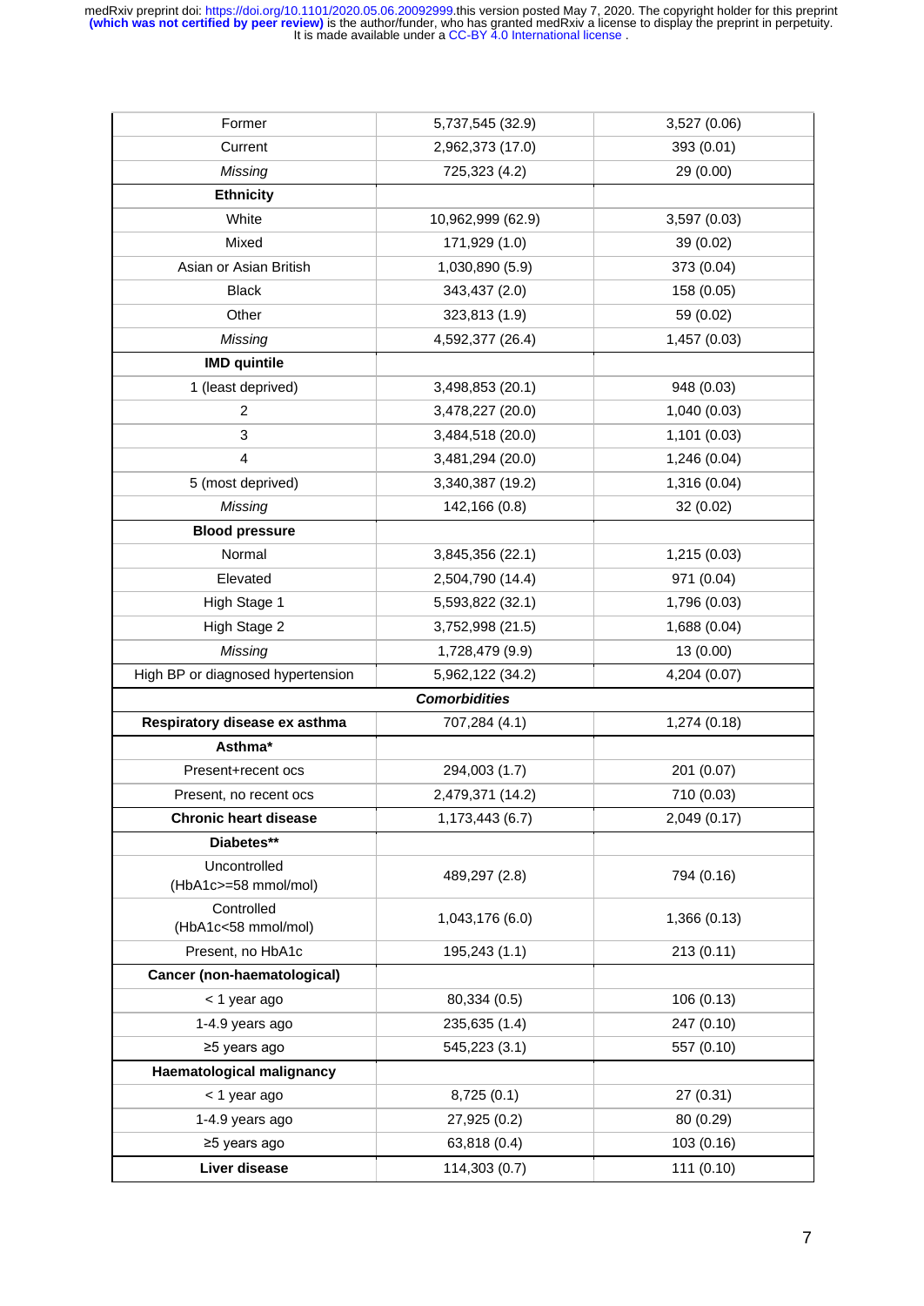| | | |
|---|---|---|
| Former | 5,737,545 (32.9) | 3,527 (0.06) |
| Current | 2,962,373 (17.0) | 393 (0.01) |
| *Missing* | 725,323 (4.2) | 29 (0.00) |
| **Ethnicity** | | |
| White | 10,962,999 (62.9) | 3,597 (0.03) |
| Mixed | 171,929 (1.0) | 39 (0.02) |
| Asian or Asian British | 1,030,890 (5.9) | 373 (0.04) |
| Black | 343,437 (2.0) | 158 (0.05) |
| Other | 323,813 (1.9) | 59 (0.02) |
| *Missing* | 4,592,377 (26.4) | 1,457 (0.03) |
| **IMD quintile** | | |
| 1 (least deprived) | 3,498,853 (20.1) | 948 (0.03) |
| 2 | 3,478,227 (20.0) | 1,040 (0.03) |
| 3 | 3,484,518 (20.0) | 1,101 (0.03) |
| 4 | 3,481,294 (20.0) | 1,246 (0.04) |
| 5 (most deprived) | 3,340,387 (19.2) | 1,316 (0.04) |
| *Missing* | 142,166 (0.8) | 32 (0.02) |
| **Blood pressure** | | |
| Normal | 3,845,356 (22.1) | 1,215 (0.03) |
| Elevated | 2,504,790 (14.4) | 971 (0.04) |
| High Stage 1 | 5,593,822 (32.1) | 1,796 (0.03) |
| High Stage 2 | 3,752,998 (21.5) | 1,688 (0.04) |
| *Missing* | 1,728,479 (9.9) | 13 (0.00) |
| High BP or diagnosed hypertension | 5,962,122 (34.2) | 4,204 (0.07) |
| | ***Comorbidities*** | |
| **Respiratory disease ex asthma** | 707,284 (4.1) | 1,274 (0.18) |
| **Asthma*** | | |
| Present+recent ocs | 294,003 (1.7) | 201 (0.07) |
| Present, no recent ocs | 2,479,371 (14.2) | 710 (0.03) |
| **Chronic heart disease** | 1,173,443 (6.7) | 2,049 (0.17) |
| **Diabetes**** | | |
| Uncontrolled (HbA1c>=58 mmol/mol) | 489,297 (2.8) | 794 (0.16) |
| Controlled (HbA1c<58 mmol/mol) | 1,043,176 (6.0) | 1,366 (0.13) |
| Present, no HbA1c | 195,243 (1.1) | 213 (0.11) |
| **Cancer (non-haematological)** | | |
| < 1 year ago | 80,334 (0.5) | 106 (0.13) |
| 1-4.9 years ago | 235,635 (1.4) | 247 (0.10) |
| ≥5 years ago | 545,223 (3.1) | 557 (0.10) |
| **Haematological malignancy** | | |
| < 1 year ago | 8,725 (0.1) | 27 (0.31) |
| 1-4.9 years ago | 27,925 (0.2) | 80 (0.29) |
| ≥5 years ago | 63,818 (0.4) | 103 (0.16) |
| **Liver disease** | 114,303 (0.7) | 111 (0.10) |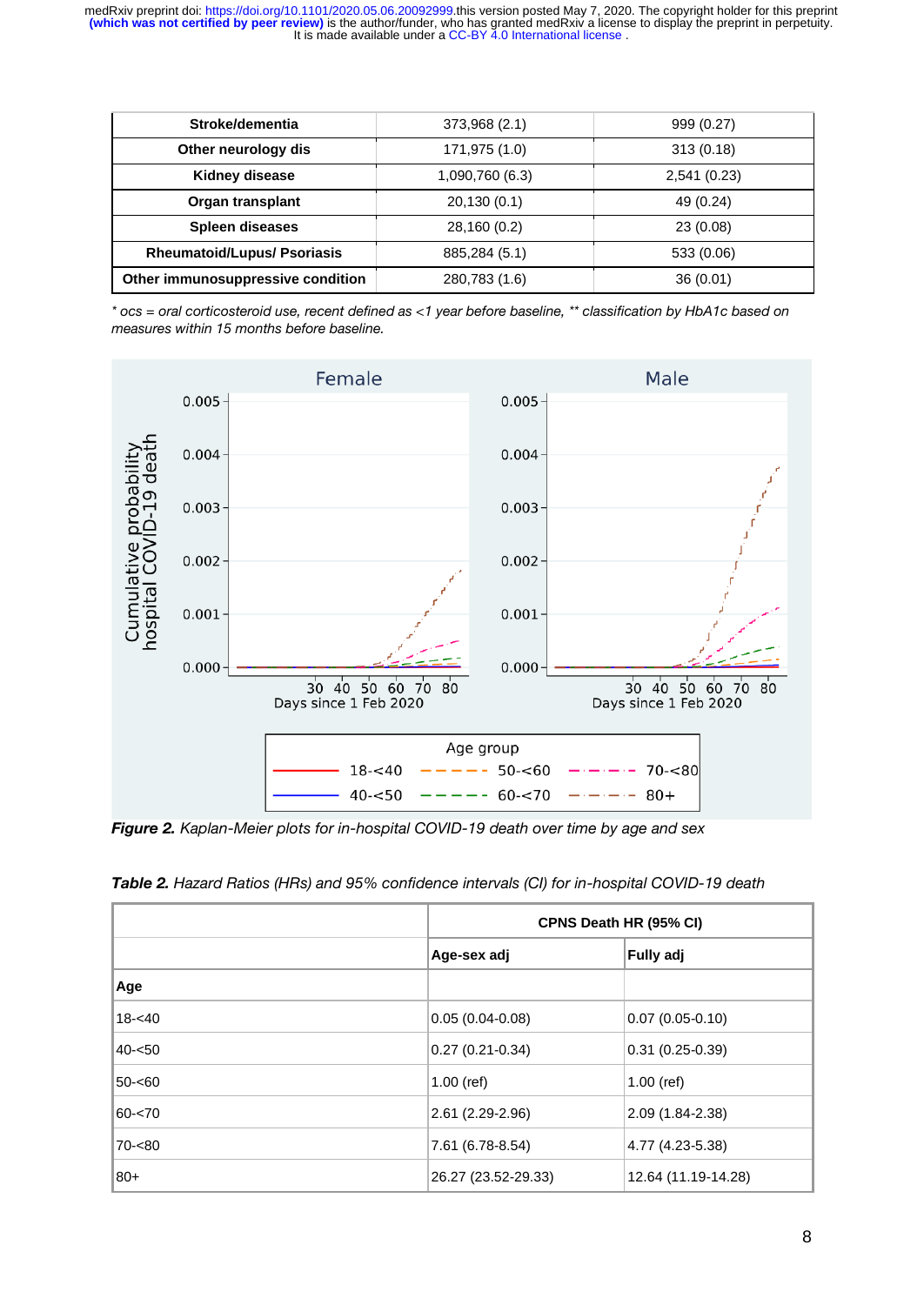| Stroke/dementia | 373,968 (2.1) | 999 (0.27) |
|---|---|---|
| Other neurology dis | 171,975 (1.0) | 313 (0.18) |
| Kidney disease | 1,090,760 (6.3) | 2,541 (0.23) |
| Organ transplant | 20,130 (0.1) | 49 (0.24) |
| Spleen diseases | 28,160 (0.2) | 23 (0.08) |
| Rheumatoid/Lupus/ Psoriasis | 885,284 (5.1) | 533 (0.06) |
| Other immunosuppressive condition | 280,783 (1.6) | 36 (0.01) |

*\* ocs = oral corticosteroid use, recent defined as <1 year before baseline, \*\* classification by HbA1c based on measures within 15 months before baseline.*

***Figure 2.*** *Kaplan-Meier plots for in-hospital COVID-19 death over time by age and sex*

***Table 2.*** *Hazard Ratios (HRs) and 95% confidence intervals (CI) for in-hospital COVID-19 death*

| | CPNS Death HR (95% CI) | |
|---|---|---|
| | **Age-sex adj** | **Fully adj** |
| **Age** | | |
| 18-<40 | 0.05 (0.04-0.08) | 0.07 (0.05-0.10) |
| 40-<50 | 0.27 (0.21-0.34) | 0.31 (0.25-0.39) |
| 50-<60 | 1.00 (ref) | 1.00 (ref) |
| 60-<70 | 2.61 (2.29-2.96) | 2.09 (1.84-2.38) |
| 70-<80 | 7.61 (6.78-8.54) | 4.77 (4.23-5.38) |
| 80+ | 26.27 (23.52-29.33) | 12.64 (11.19-14.28) |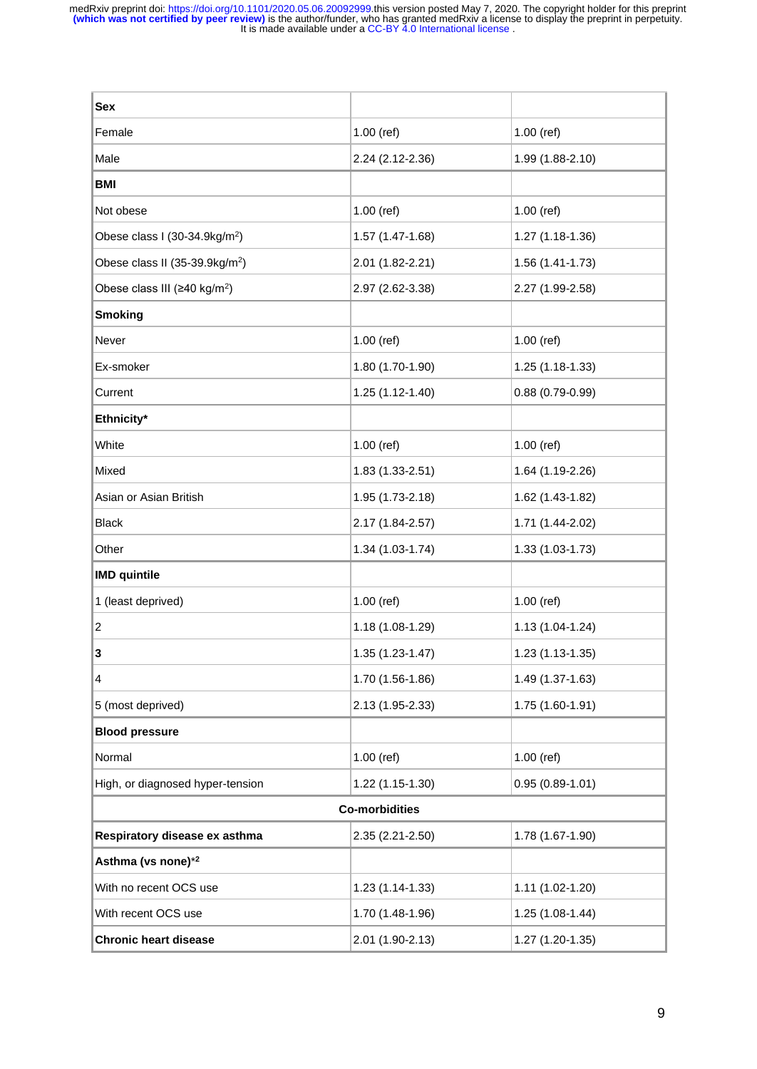| **Sex** | | |
|---|---|---|
| Female | 1.00 (ref) | 1.00 (ref) |
| Male | 2.24 (2.12-2.36) | 1.99 (1.88-2.10) |
| **BMI** | | |
| Not obese | 1.00 (ref) | 1.00 (ref) |
| Obese class I (30-34.9kg/m$^2$) | 1.57 (1.47-1.68) | 1.27 (1.18-1.36) |
| Obese class II (35-39.9kg/m$^2$) | 2.01 (1.82-2.21) | 1.56 (1.41-1.73) |
| Obese class III (≥40 kg/m$^2$) | 2.97 (2.62-3.38) | 2.27 (1.99-2.58) |
| **Smoking** | | |
| Never | 1.00 (ref) | 1.00 (ref) |
| Ex-smoker | 1.80 (1.70-1.90) | 1.25 (1.18-1.33) |
| Current | 1.25 (1.12-1.40) | 0.88 (0.79-0.99) |
| **Ethnicity*** | | |
| White | 1.00 (ref) | 1.00 (ref) |
| Mixed | 1.83 (1.33-2.51) | 1.64 (1.19-2.26) |
| Asian or Asian British | 1.95 (1.73-2.18) | 1.62 (1.43-1.82) |
| Black | 2.17 (1.84-2.57) | 1.71 (1.44-2.02) |
| Other | 1.34 (1.03-1.74) | 1.33 (1.03-1.73) |
| **IMD quintile** | | |
| 1 (least deprived) | 1.00 (ref) | 1.00 (ref) |
| 2 | 1.18 (1.08-1.29) | 1.13 (1.04-1.24) |
| **3** | 1.35 (1.23-1.47) | 1.23 (1.13-1.35) |
| 4 | 1.70 (1.56-1.86) | 1.49 (1.37-1.63) |
| 5 (most deprived) | 2.13 (1.95-2.33) | 1.75 (1.60-1.91) |
| **Blood pressure** | | |
| Normal | 1.00 (ref) | 1.00 (ref) |
| High, or diagnosed hyper-tension | 1.22 (1.15-1.30) | 0.95 (0.89-1.01) |
| **Co-morbidities** | | |
| **Respiratory disease ex asthma** | 2.35 (2.21-2.50) | 1.78 (1.67-1.90) |
| **Asthma (vs none)*2** | | |
| With no recent OCS use | 1.23 (1.14-1.33) | 1.11 (1.02-1.20) |
| With recent OCS use | 1.70 (1.48-1.96) | 1.25 (1.08-1.44) |
| **Chronic heart disease** | 2.01 (1.90-2.13) | 1.27 (1.20-1.35) |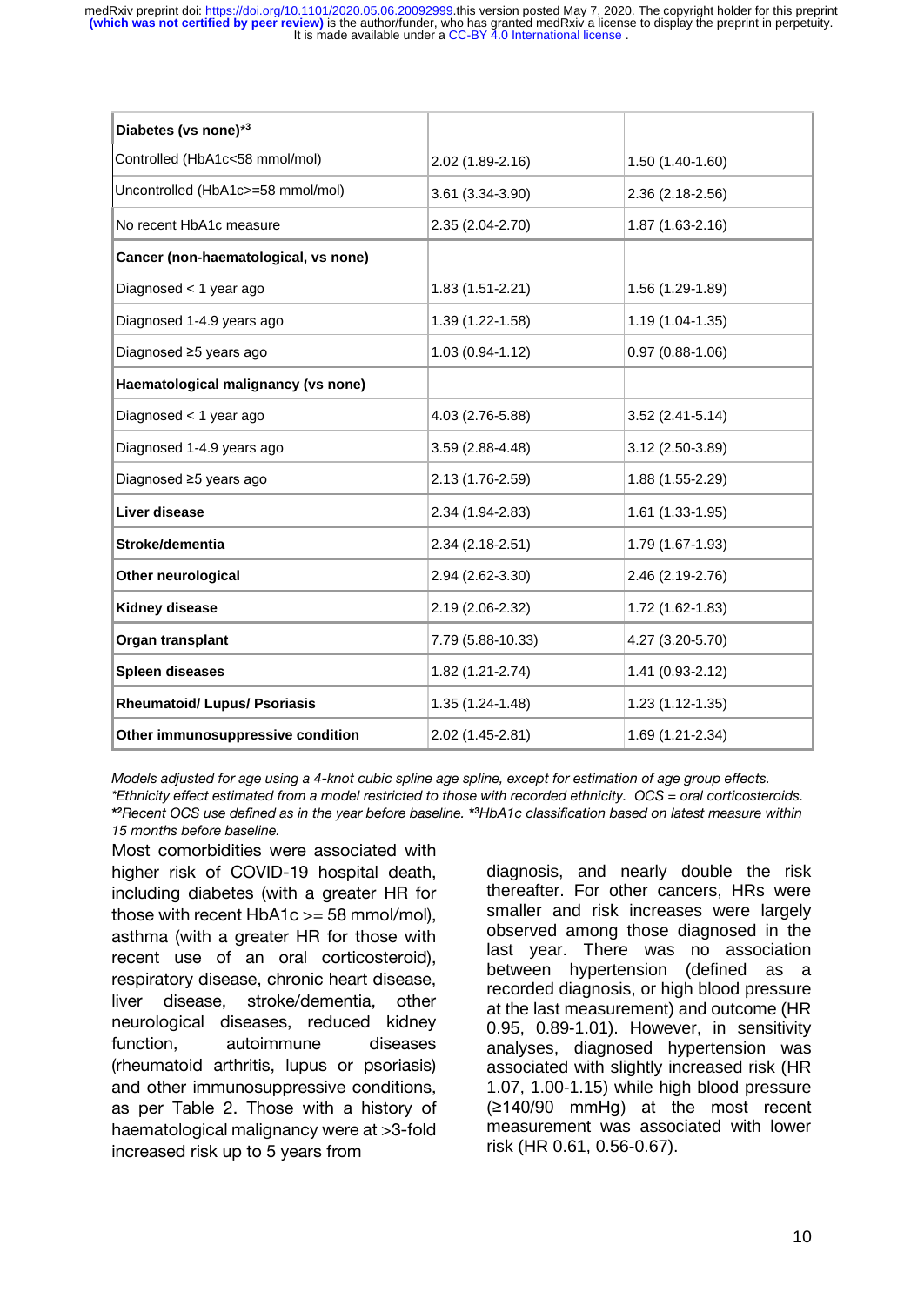| | | |
|---|---|---|
| **Diabetes (vs none)**[*3] | | |
| Controlled (HbA1c<58 mmol/mol) | 2.02 (1.89-2.16) | 1.50 (1.40-1.60) |
| Uncontrolled (HbA1c>=58 mmol/mol) | 3.61 (3.34-3.90) | 2.36 (2.18-2.56) |
| No recent HbA1c measure | 2.35 (2.04-2.70) | 1.87 (1.63-2.16) |
| **Cancer (non-haematological, vs none)** | | |
| Diagnosed < 1 year ago | 1.83 (1.51-2.21) | 1.56 (1.29-1.89) |
| Diagnosed 1-4.9 years ago | 1.39 (1.22-1.58) | 1.19 (1.04-1.35) |
| Diagnosed ≥5 years ago | 1.03 (0.94-1.12) | 0.97 (0.88-1.06) |
| **Haematological malignancy (vs none)** | | |
| Diagnosed < 1 year ago | 4.03 (2.76-5.88) | 3.52 (2.41-5.14) |
| Diagnosed 1-4.9 years ago | 3.59 (2.88-4.48) | 3.12 (2.50-3.89) |
| Diagnosed ≥5 years ago | 2.13 (1.76-2.59) | 1.88 (1.55-2.29) |
| **Liver disease** | 2.34 (1.94-2.83) | 1.61 (1.33-1.95) |
| **Stroke/dementia** | 2.34 (2.18-2.51) | 1.79 (1.67-1.93) |
| **Other neurological** | 2.94 (2.62-3.30) | 2.46 (2.19-2.76) |
| **Kidney disease** | 2.19 (2.06-2.32) | 1.72 (1.62-1.83) |
| **Organ transplant** | 7.79 (5.88-10.33) | 4.27 (3.20-5.70) |
| **Spleen diseases** | 1.82 (1.21-2.74) | 1.41 (0.93-2.12) |
| **Rheumatoid/ Lupus/ Psoriasis** | 1.35 (1.24-1.48) | 1.23 (1.12-1.35) |
| **Other immunosuppressive condition** | 2.02 (1.45-2.81) | 1.69 (1.21-2.34) |

*Models adjusted for age using a 4-knot cubic spline age spline, except for estimation of age group effects. *Ethnicity effect estimated from a model restricted to those with recorded ethnicity. OCS = oral corticosteroids. *[2]Recent OCS use defined as in the year before baseline. *[3]HbA1c classification based on latest measure within 15 months before baseline.*

Most comorbidities were associated with higher risk of COVID-19 hospital death, including diabetes (with a greater HR for those with recent HbA1c >= 58 mmol/mol), asthma (with a greater HR for those with recent use of an oral corticosteroid), respiratory disease, chronic heart disease, liver disease, stroke/dementia, other neurological diseases, reduced kidney function, autoimmune diseases (rheumatoid arthritis, lupus or psoriasis) and other immunosuppressive conditions, as per Table 2. Those with a history of haematological malignancy were at >3-fold increased risk up to 5 years from diagnosis, and nearly double the risk thereafter. For other cancers, HRs were smaller and risk increases were largely observed among those diagnosed in the last year. There was no association between hypertension (defined as a recorded diagnosis, or high blood pressure at the last measurement) and outcome (HR 0.95, 0.89-1.01). However, in sensitivity analyses, diagnosed hypertension was associated with slightly increased risk (HR 1.07, 1.00-1.15) while high blood pressure (≥140/90 mmHg) at the most recent measurement was associated with lower risk (HR 0.61, 0.56-0.67).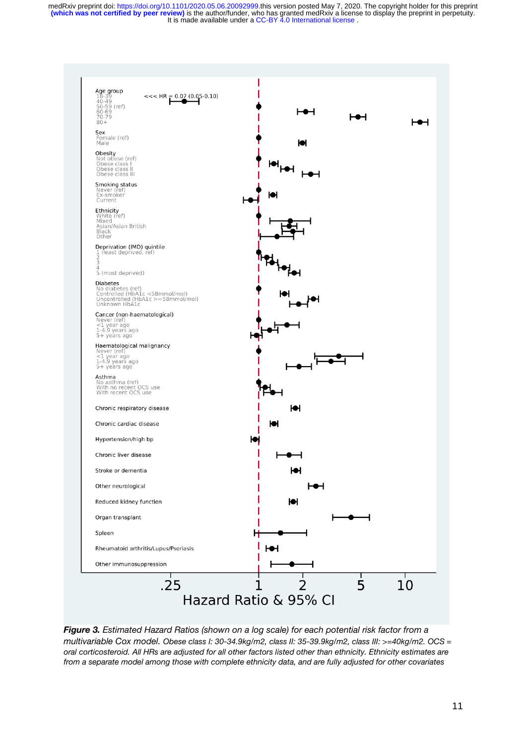Age group
18-39 <<< HR = 0.07 (0.05-0.10)
40-49
50-59 (ref)
60-69
70-79
80+

Sex
Female (ref)
Male

Obesity
Not obese (ref)
Obese class I
Obese class II
Obese class III

Smoking status
Never (ref)
Ex-smoker
Current

Ethnicity
White (ref)
Mixed
Asian/Asian British
Black
Other

Deprivation (IMD) quintile
1 (least deprived, ref)
2
3
4
5 (most deprived)

Diabetes
No diabetes (ref)
Controlled (HbA1c <58mmol/mol)
Uncontrolled (HbA1c >=58mmol/mol)
Unknown HbA1c

Cancer (non-haematological)
Never (ref)
<1 year ago
1-4.9 years ago
5+ years ago

Haematological malignancy
Never (ref)
<1 year ago
1-4.9 years ago
5+ years ago

Asthma
No asthma (ref)
With no recent OCS use
With recent OCS use

Chronic respiratory disease

Chronic cardiac disease

Hypertension/high bp

Chronic liver disease

Stroke or dementia

Other neurological

Reduced kidney function

Organ transplant

Spleen

Rheumatoid arthritis/Lupus/Psoriasis

Other immunosuppression

.25 1 2 5 10

Hazard Ratio & 95% CI

***Figure 3.** Estimated Hazard Ratios (shown on a log scale) for each potential risk factor from a multivariable Cox model.* *Obese class I: 30-34.9kg/m2, class II: 35-39.9kg/m2, class III: >=40kg/m2. OCS = oral corticosteroid. All HRs are adjusted for all other factors listed other than ethnicity. Ethnicity estimates are from a separate model among those with complete ethnicity data, and are fully adjusted for other covariates*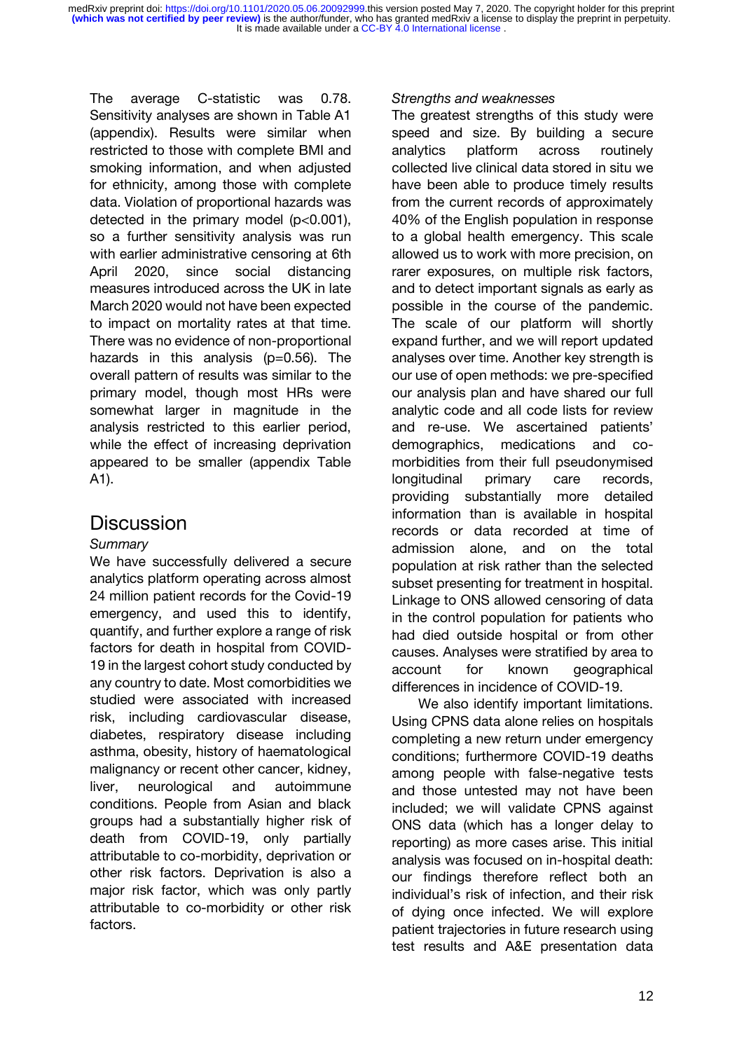The average C-statistic was 0.78. Sensitivity analyses are shown in Table A1 (appendix). Results were similar when restricted to those with complete BMI and smoking information, and when adjusted for ethnicity, among those with complete data. Violation of proportional hazards was detected in the primary model ($p<0.001$), so a further sensitivity analysis was run with earlier administrative censoring at 6th April 2020, since social distancing measures introduced across the UK in late March 2020 would not have been expected to impact on mortality rates at that time. There was no evidence of non-proportional hazards in this analysis ($p=0.56$). The overall pattern of results was similar to the primary model, though most HRs were somewhat larger in magnitude in the analysis restricted to this earlier period, while the effect of increasing deprivation appeared to be smaller (appendix Table A1).

# Discussion

*Summary*

We have successfully delivered a secure analytics platform operating across almost 24 million patient records for the Covid-19 emergency, and used this to identify, quantify, and further explore a range of risk factors for death in hospital from COVID-19 in the largest cohort study conducted by any country to date. Most comorbidities we studied were associated with increased risk, including cardiovascular disease, diabetes, respiratory disease including asthma, obesity, history of haematological malignancy or recent other cancer, kidney, liver, neurological and autoimmune conditions. People from Asian and black groups had a substantially higher risk of death from COVID-19, only partially attributable to co-morbidity, deprivation or other risk factors. Deprivation is also a major risk factor, which was only partly attributable to co-morbidity or other risk factors.

*Strengths and weaknesses*

The greatest strengths of this study were speed and size. By building a secure analytics platform across routinely collected live clinical data stored in situ we have been able to produce timely results from the current records of approximately 40% of the English population in response to a global health emergency. This scale allowed us to work with more precision, on rarer exposures, on multiple risk factors, and to detect important signals as early as possible in the course of the pandemic. The scale of our platform will shortly expand further, and we will report updated analyses over time. Another key strength is our use of open methods: we pre-specified our analysis plan and have shared our full analytic code and all code lists for review and re-use. We ascertained patients' demographics, medications and co-morbidities from their full pseudonymised longitudinal primary care records, providing substantially more detailed information than is available in hospital records or data recorded at time of admission alone, and on the total population at risk rather than the selected subset presenting for treatment in hospital. Linkage to ONS allowed censoring of data in the control population for patients who had died outside hospital or from other causes. Analyses were stratified by area to account for known geographical differences in incidence of COVID-19.

We also identify important limitations. Using CPNS data alone relies on hospitals completing a new return under emergency conditions; furthermore COVID-19 deaths among people with false-negative tests and those untested may not have been included; we will validate CPNS against ONS data (which has a longer delay to reporting) as more cases arise. This initial analysis was focused on in-hospital death: our findings therefore reflect both an individual's risk of infection, and their risk of dying once infected. We will explore patient trajectories in future research using test results and A&E presentation data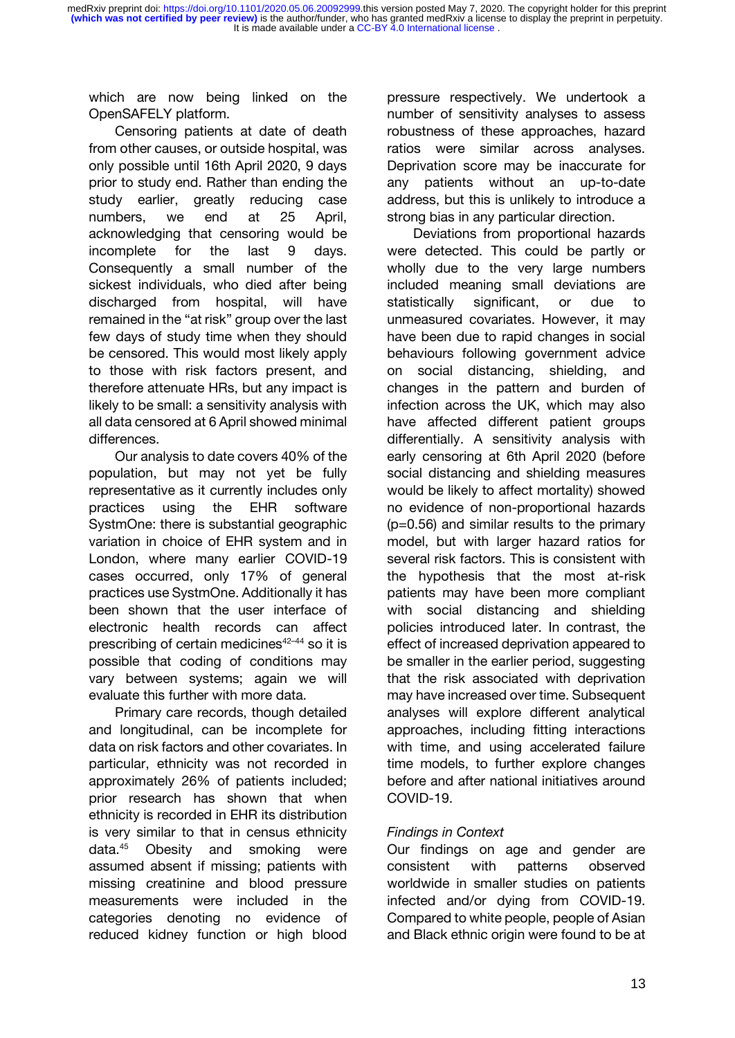which are now being linked on the OpenSAFELY platform.

Censoring patients at date of death from other causes, or outside hospital, was only possible until 16th April 2020, 9 days prior to study end. Rather than ending the study earlier, greatly reducing case numbers, we end at 25 April, acknowledging that censoring would be incomplete for the last 9 days. Consequently a small number of the sickest individuals, who died after being discharged from hospital, will have remained in the "at risk" group over the last few days of study time when they should be censored. This would most likely apply to those with risk factors present, and therefore attenuate HRs, but any impact is likely to be small: a sensitivity analysis with all data censored at 6 April showed minimal differences.

Our analysis to date covers 40% of the population, but may not yet be fully representative as it currently includes only practices using the EHR software SystmOne: there is substantial geographic variation in choice of EHR system and in London, where many earlier COVID-19 cases occurred, only 17% of general practices use SystmOne. Additionally it has been shown that the user interface of electronic health records can affect prescribing of certain medicines[42–44] so it is possible that coding of conditions may vary between systems; again we will evaluate this further with more data.

Primary care records, though detailed and longitudinal, can be incomplete for data on risk factors and other covariates. In particular, ethnicity was not recorded in approximately 26% of patients included; prior research has shown that when ethnicity is recorded in EHR its distribution is very similar to that in census ethnicity data.[45] Obesity and smoking were assumed absent if missing; patients with missing creatinine and blood pressure measurements were included in the categories denoting no evidence of reduced kidney function or high blood pressure respectively. We undertook a number of sensitivity analyses to assess robustness of these approaches, hazard ratios were similar across analyses. Deprivation score may be inaccurate for any patients without an up-to-date address, but this is unlikely to introduce a strong bias in any particular direction.

Deviations from proportional hazards were detected. This could be partly or wholly due to the very large numbers included meaning small deviations are statistically significant, or due to unmeasured covariates. However, it may have been due to rapid changes in social behaviours following government advice on social distancing, shielding, and changes in the pattern and burden of infection across the UK, which may also have affected different patient groups differentially. A sensitivity analysis with early censoring at 6th April 2020 (before social distancing and shielding measures would be likely to affect mortality) showed no evidence of non-proportional hazards ($p=0.56$) and similar results to the primary model, but with larger hazard ratios for several risk factors. This is consistent with the hypothesis that the most at-risk patients may have been more compliant with social distancing and shielding policies introduced later. In contrast, the effect of increased deprivation appeared to be smaller in the earlier period, suggesting that the risk associated with deprivation may have increased over time. Subsequent analyses will explore different analytical approaches, including fitting interactions with time, and using accelerated failure time models, to further explore changes before and after national initiatives around COVID-19.

*Findings in Context*

Our findings on age and gender are consistent with patterns observed worldwide in smaller studies on patients infected and/or dying from COVID-19. Compared to white people, people of Asian and Black ethnic origin were found to be at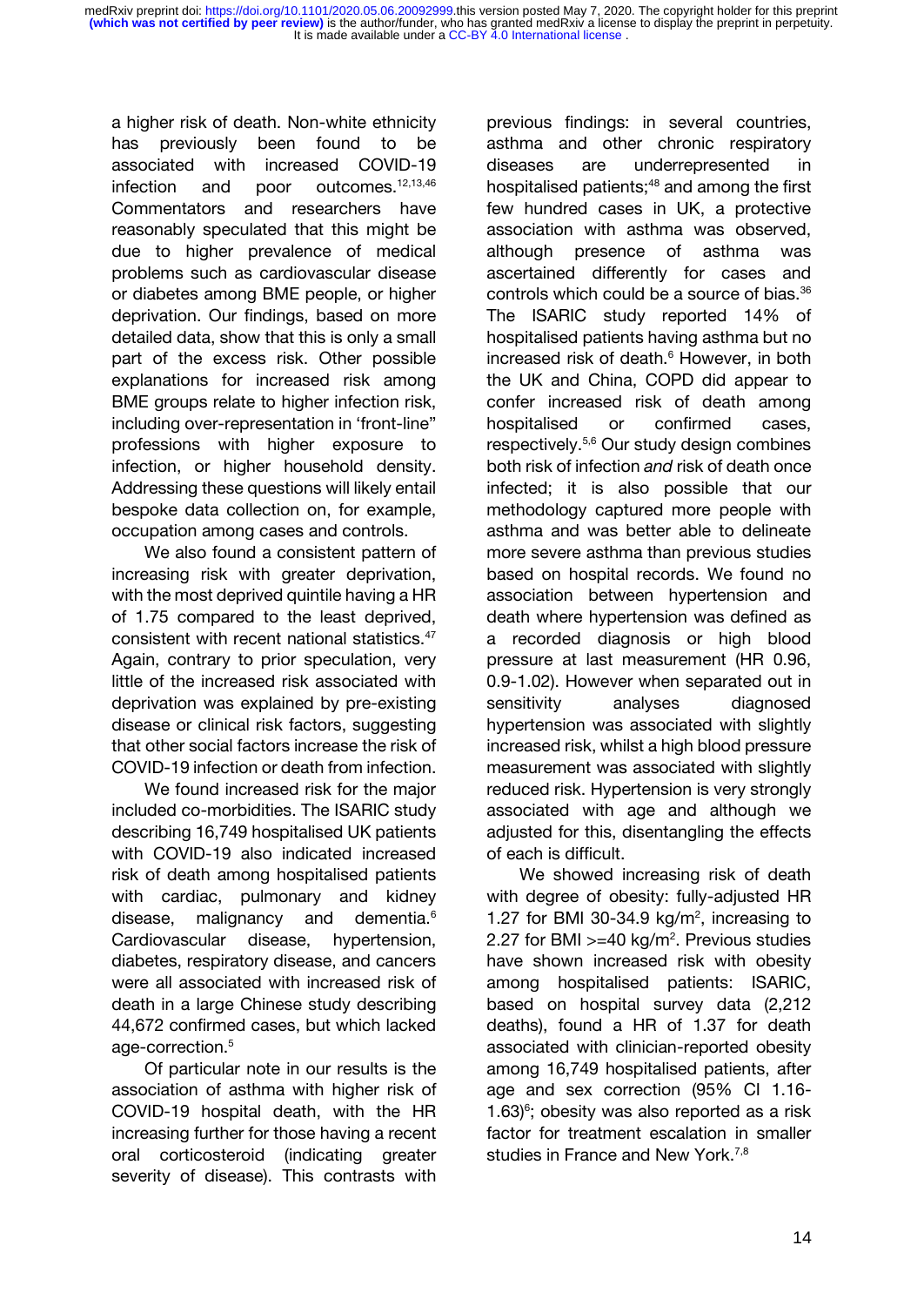a higher risk of death. Non-white ethnicity has previously been found to be associated with increased COVID-19 infection and poor outcomes.[12,13,46] Commentators and researchers have reasonably speculated that this might be due to higher prevalence of medical problems such as cardiovascular disease or diabetes among BME people, or higher deprivation. Our findings, based on more detailed data, show that this is only a small part of the excess risk. Other possible explanations for increased risk among BME groups relate to higher infection risk, including over-representation in 'front-line" professions with higher exposure to infection, or higher household density. Addressing these questions will likely entail bespoke data collection on, for example, occupation among cases and controls.

We also found a consistent pattern of increasing risk with greater deprivation, with the most deprived quintile having a HR of 1.75 compared to the least deprived, consistent with recent national statistics.[47] Again, contrary to prior speculation, very little of the increased risk associated with deprivation was explained by pre-existing disease or clinical risk factors, suggesting that other social factors increase the risk of COVID-19 infection or death from infection.

We found increased risk for the major included co-morbidities. The ISARIC study describing 16,749 hospitalised UK patients with COVID-19 also indicated increased risk of death among hospitalised patients with cardiac, pulmonary and kidney disease, malignancy and dementia.[6] Cardiovascular disease, hypertension, diabetes, respiratory disease, and cancers were all associated with increased risk of death in a large Chinese study describing 44,672 confirmed cases, but which lacked age-correction.[5]

Of particular note in our results is the association of asthma with higher risk of COVID-19 hospital death, with the HR increasing further for those having a recent oral corticosteroid (indicating greater severity of disease). This contrasts with previous findings: in several countries, asthma and other chronic respiratory diseases are underrepresented in hospitalised patients;[48] and among the first few hundred cases in UK, a protective association with asthma was observed, although presence of asthma was ascertained differently for cases and controls which could be a source of bias.[36] The ISARIC study reported 14% of hospitalised patients having asthma but no increased risk of death.[6] However, in both the UK and China, COPD did appear to confer increased risk of death among hospitalised or confirmed cases, respectively.[5,6] Our study design combines both risk of infection *and* risk of death once infected; it is also possible that our methodology captured more people with asthma and was better able to delineate more severe asthma than previous studies based on hospital records. We found no association between hypertension and death where hypertension was defined as a recorded diagnosis or high blood pressure at last measurement (HR 0.96, 0.9-1.02). However when separated out in sensitivity analyses diagnosed hypertension was associated with slightly increased risk, whilst a high blood pressure measurement was associated with slightly reduced risk. Hypertension is very strongly associated with age and although we adjusted for this, disentangling the effects of each is difficult.

We showed increasing risk of death with degree of obesity: fully-adjusted HR 1.27 for BMI 30-34.9 kg/m$^2$, increasing to 2.27 for BMI >=40 kg/m$^2$. Previous studies have shown increased risk with obesity among hospitalised patients: ISARIC, based on hospital survey data (2,212 deaths), found a HR of 1.37 for death associated with clinician-reported obesity among 16,749 hospitalised patients, after age and sex correction (95% CI 1.16-1.63)[6]; obesity was also reported as a risk factor for treatment escalation in smaller studies in France and New York.[7,8]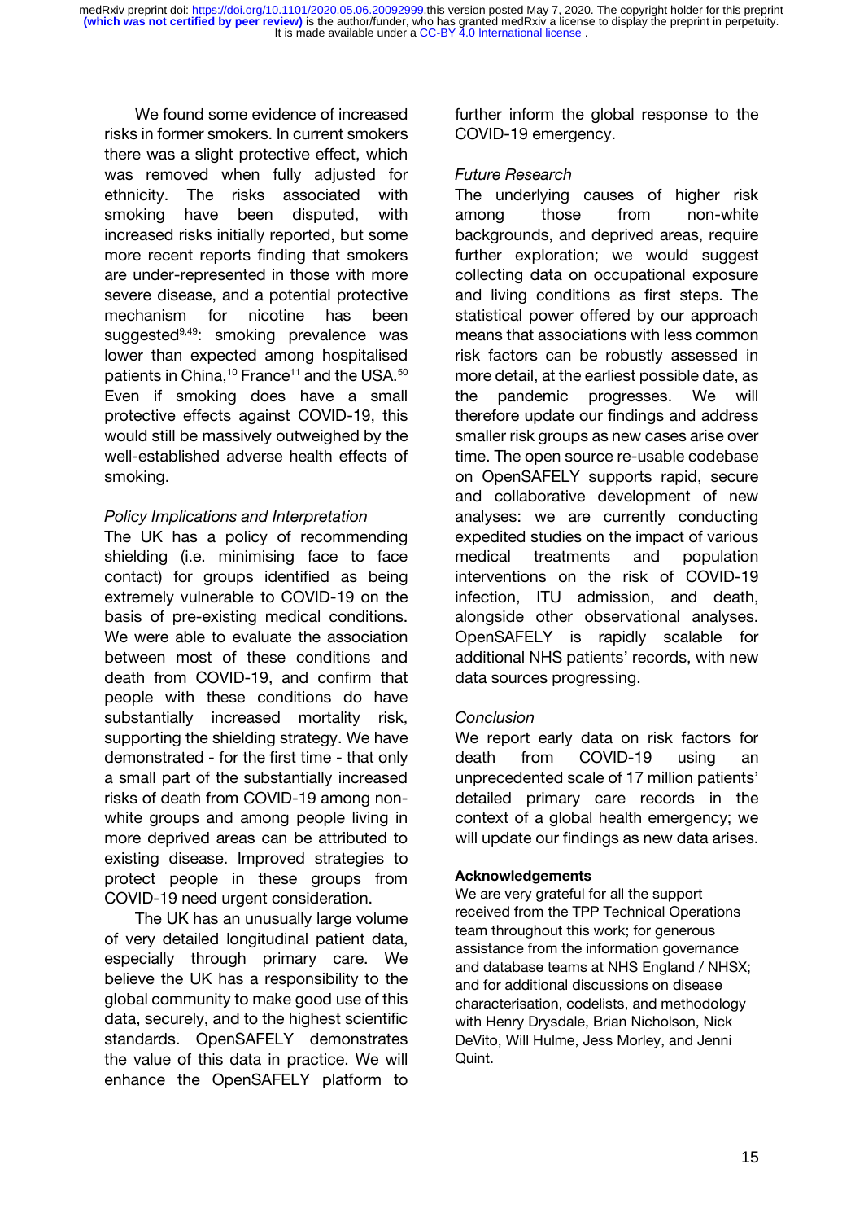We found some evidence of increased risks in former smokers. In current smokers there was a slight protective effect, which was removed when fully adjusted for ethnicity. The risks associated with smoking have been disputed, with increased risks initially reported, but some more recent reports finding that smokers are under-represented in those with more severe disease, and a potential protective mechanism for nicotine has been suggested[9,49]: smoking prevalence was lower than expected among hospitalised patients in China,[10] France[11] and the USA.[50] Even if smoking does have a small protective effects against COVID-19, this would still be massively outweighed by the well-established adverse health effects of smoking.

*Policy Implications and Interpretation*

The UK has a policy of recommending shielding (i.e. minimising face to face contact) for groups identified as being extremely vulnerable to COVID-19 on the basis of pre-existing medical conditions. We were able to evaluate the association between most of these conditions and death from COVID-19, and confirm that people with these conditions do have substantially increased mortality risk, supporting the shielding strategy. We have demonstrated - for the first time - that only a small part of the substantially increased risks of death from COVID-19 among non-white groups and among people living in more deprived areas can be attributed to existing disease. Improved strategies to protect people in these groups from COVID-19 need urgent consideration.

The UK has an unusually large volume of very detailed longitudinal patient data, especially through primary care. We believe the UK has a responsibility to the global community to make good use of this data, securely, and to the highest scientific standards. OpenSAFELY demonstrates the value of this data in practice. We will enhance the OpenSAFELY platform to further inform the global response to the COVID-19 emergency.

*Future Research*

The underlying causes of higher risk among those from non-white backgrounds, and deprived areas, require further exploration; we would suggest collecting data on occupational exposure and living conditions as first steps. The statistical power offered by our approach means that associations with less common risk factors can be robustly assessed in more detail, at the earliest possible date, as the pandemic progresses. We will therefore update our findings and address smaller risk groups as new cases arise over time. The open source re-usable codebase on OpenSAFELY supports rapid, secure and collaborative development of new analyses: we are currently conducting expedited studies on the impact of various medical treatments and population interventions on the risk of COVID-19 infection, ITU admission, and death, alongside other observational analyses. OpenSAFELY is rapidly scalable for additional NHS patients' records, with new data sources progressing.

*Conclusion*

We report early data on risk factors for death from COVID-19 using an unprecedented scale of 17 million patients' detailed primary care records in the context of a global health emergency; we will update our findings as new data arises.

**Acknowledgements**

We are very grateful for all the support received from the TPP Technical Operations team throughout this work; for generous assistance from the information governance and database teams at NHS England / NHSX; and for additional discussions on disease characterisation, codelists, and methodology with Henry Drysdale, Brian Nicholson, Nick DeVito, Will Hulme, Jess Morley, and Jenni Quint.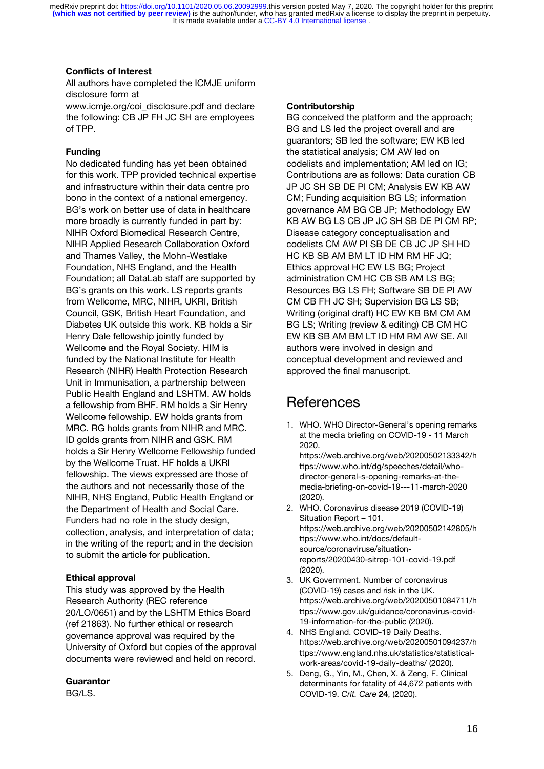### Conflicts of Interest

All authors have completed the ICMJE uniform disclosure form at www.icmje.org/coi_disclosure.pdf and declare the following: CB JP FH JC SH are employees of TPP.

### Funding

No dedicated funding has yet been obtained for this work. TPP provided technical expertise and infrastructure within their data centre pro bono in the context of a national emergency. BG's work on better use of data in healthcare more broadly is currently funded in part by: NIHR Oxford Biomedical Research Centre, NIHR Applied Research Collaboration Oxford and Thames Valley, the Mohn-Westlake Foundation, NHS England, and the Health Foundation; all DataLab staff are supported by BG's grants on this work. LS reports grants from Wellcome, MRC, NIHR, UKRI, British Council, GSK, British Heart Foundation, and Diabetes UK outside this work. KB holds a Sir Henry Dale fellowship jointly funded by Wellcome and the Royal Society. HIM is funded by the National Institute for Health Research (NIHR) Health Protection Research Unit in Immunisation, a partnership between Public Health England and LSHTM. AW holds a fellowship from BHF. RM holds a Sir Henry Wellcome fellowship. EW holds grants from MRC. RG holds grants from NIHR and MRC. ID golds grants from NIHR and GSK. RM holds a Sir Henry Wellcome Fellowship funded by the Wellcome Trust. HF holds a UKRI fellowship. The views expressed are those of the authors and not necessarily those of the NIHR, NHS England, Public Health England or the Department of Health and Social Care. Funders had no role in the study design, collection, analysis, and interpretation of data; in the writing of the report; and in the decision to submit the article for publication.

### Ethical approval

This study was approved by the Health Research Authority (REC reference 20/LO/0651) and by the LSHTM Ethics Board (ref 21863). No further ethical or research governance approval was required by the University of Oxford but copies of the approval documents were reviewed and held on record.

### Guarantor

BG/LS.

### Contributorship

BG conceived the platform and the approach; BG and LS led the project overall and are guarantors; SB led the software; EW KB led the statistical analysis; CM AW led on codelists and implementation; AM led on IG; Contributions are as follows: Data curation CB JP JC SH SB DE PI CM; Analysis EW KB AW CM; Funding acquisition BG LS; information governance AM BG CB JP; Methodology EW KB AW BG LS CB JP JC SH SB DE PI CM RP; Disease category conceptualisation and codelists CM AW PI SB DE CB JC JP SH HD HC KB SB AM BM LT ID HM RM HF JQ; Ethics approval HC EW LS BG; Project administration CM HC CB SB AM LS BG; Resources BG LS FH; Software SB DE PI AW CM CB FH JC SH; Supervision BG LS SB; Writing (original draft) HC EW KB BM CM AM BG LS; Writing (review & editing) CB CM HC EW KB SB AM BM LT ID HM RM AW SE. All authors were involved in design and conceptual development and reviewed and approved the final manuscript.

# References

1. WHO. WHO Director-General's opening remarks at the media briefing on COVID-19 - 11 March 2020. https://web.archive.org/web/20200502133342/https://www.who.int/dg/speeches/detail/who-director-general-s-opening-remarks-at-the-media-briefing-on-covid-19---11-march-2020 (2020).
2. WHO. Coronavirus disease 2019 (COVID-19) Situation Report – 101. https://web.archive.org/web/20200502142805/https://www.who.int/docs/default-source/coronaviruse/situation-reports/20200430-sitrep-101-covid-19.pdf (2020).
3. UK Government. Number of coronavirus (COVID-19) cases and risk in the UK. https://web.archive.org/web/20200501084711/https://www.gov.uk/guidance/coronavirus-covid-19-information-for-the-public (2020).
4. NHS England. COVID-19 Daily Deaths. https://web.archive.org/web/20200501094237/https://www.england.nhs.uk/statistics/statistical-work-areas/covid-19-daily-deaths/ (2020).
5. Deng, G., Yin, M., Chen, X. & Zeng, F. Clinical determinants for fatality of 44,672 patients with COVID-19. *Crit. Care* **24**, (2020).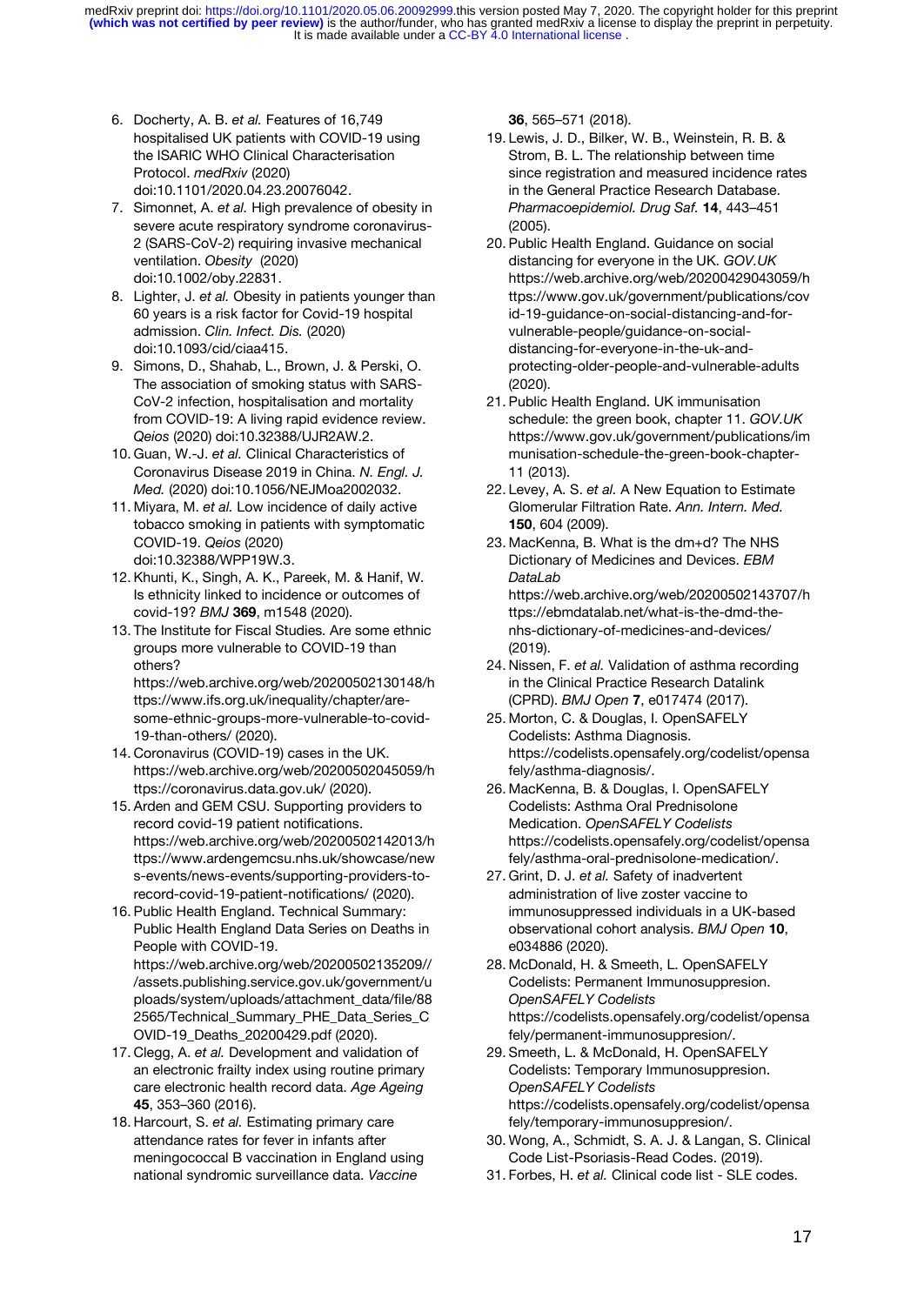6. Docherty, A. B. *et al.* Features of 16,749 hospitalised UK patients with COVID-19 using the ISARIC WHO Clinical Characterisation Protocol. *medRxiv* (2020) doi:10.1101/2020.04.23.20076042.
7. Simonnet, A. *et al.* High prevalence of obesity in severe acute respiratory syndrome coronavirus-2 (SARS-CoV-2) requiring invasive mechanical ventilation. *Obesity* (2020) doi:10.1002/oby.22831.
8. Lighter, J. *et al.* Obesity in patients younger than 60 years is a risk factor for Covid-19 hospital admission. *Clin. Infect. Dis.* (2020) doi:10.1093/cid/ciaa415.
9. Simons, D., Shahab, L., Brown, J. & Perski, O. The association of smoking status with SARS-CoV-2 infection, hospitalisation and mortality from COVID-19: A living rapid evidence review. *Qeios* (2020) doi:10.32388/UJR2AW.2.
10. Guan, W.-J. *et al.* Clinical Characteristics of Coronavirus Disease 2019 in China. *N. Engl. J. Med.* (2020) doi:10.1056/NEJMoa2002032.
11. Miyara, M. *et al.* Low incidence of daily active tobacco smoking in patients with symptomatic COVID-19. *Qeios* (2020) doi:10.32388/WPP19W.3.
12. Khunti, K., Singh, A. K., Pareek, M. & Hanif, W. Is ethnicity linked to incidence or outcomes of covid-19? *BMJ* **369**, m1548 (2020).
13. The Institute for Fiscal Studies. Are some ethnic groups more vulnerable to COVID-19 than others? https://web.archive.org/web/20200502130148/https://www.ifs.org.uk/inequality/chapter/are-some-ethnic-groups-more-vulnerable-to-covid-19-than-others/ (2020).
14. Coronavirus (COVID-19) cases in the UK. https://web.archive.org/web/20200502045059/https://coronavirus.data.gov.uk/ (2020).
15. Arden and GEM CSU. Supporting providers to record covid-19 patient notifications. https://web.archive.org/web/20200502142013/https://www.ardengemcsu.nhs.uk/showcase/news-events/news-events/supporting-providers-to-record-covid-19-patient-notifications/ (2020).
16. Public Health England. Technical Summary: Public Health England Data Series on Deaths in People with COVID-19. https://web.archive.org/web/20200502135209//assets.publishing.service.gov.uk/government/uploads/system/uploads/attachment_data/file/882565/Technical_Summary_PHE_Data_Series_COVID-19_Deaths_20200429.pdf (2020).
17. Clegg, A. *et al.* Development and validation of an electronic frailty index using routine primary care electronic health record data. *Age Ageing* **45**, 353–360 (2016).
18. Harcourt, S. *et al.* Estimating primary care attendance rates for fever in infants after meningococcal B vaccination in England using national syndromic surveillance data. *Vaccine* **36**, 565–571 (2018).
19. Lewis, J. D., Bilker, W. B., Weinstein, R. B. & Strom, B. L. The relationship between time since registration and measured incidence rates in the General Practice Research Database. *Pharmacoepidemiol. Drug Saf.* **14**, 443–451 (2005).
20. Public Health England. Guidance on social distancing for everyone in the UK. *GOV.UK* https://web.archive.org/web/20200429043059/https://www.gov.uk/government/publications/covid-19-guidance-on-social-distancing-and-for-vulnerable-people/guidance-on-social-distancing-for-everyone-in-the-uk-and-protecting-older-people-and-vulnerable-adults (2020).
21. Public Health England. UK immunisation schedule: the green book, chapter 11. *GOV.UK* https://www.gov.uk/government/publications/immunisation-schedule-the-green-book-chapter-11 (2013).
22. Levey, A. S. *et al.* A New Equation to Estimate Glomerular Filtration Rate. *Ann. Intern. Med.* **150**, 604 (2009).
23. MacKenna, B. What is the dm+d? The NHS Dictionary of Medicines and Devices. *EBM DataLab* https://web.archive.org/web/20200502143707/https://ebmdatalab.net/what-is-the-dmd-the-nhs-dictionary-of-medicines-and-devices/ (2019).
24. Nissen, F. *et al.* Validation of asthma recording in the Clinical Practice Research Datalink (CPRD). *BMJ Open* **7**, e017474 (2017).
25. Morton, C. & Douglas, I. OpenSAFELY Codelists: Asthma Diagnosis. https://codelists.opensafely.org/codelist/opensafely/asthma-diagnosis/.
26. MacKenna, B. & Douglas, I. OpenSAFELY Codelists: Asthma Oral Prednisolone Medication. *OpenSAFELY Codelists* https://codelists.opensafely.org/codelist/opensafely/asthma-oral-prednisolone-medication/.
27. Grint, D. J. *et al.* Safety of inadvertent administration of live zoster vaccine to immunosuppressed individuals in a UK-based observational cohort analysis. *BMJ Open* **10**, e034886 (2020).
28. McDonald, H. & Smeeth, L. OpenSAFELY Codelists: Permanent Immunosuppresion. *OpenSAFELY Codelists* https://codelists.opensafely.org/codelist/opensafely/permanent-immunosuppresion/.
29. Smeeth, L. & McDonald, H. OpenSAFELY Codelists: Temporary Immunosuppresion. *OpenSAFELY Codelists* https://codelists.opensafely.org/codelist/opensafely/temporary-immunosuppresion/.
30. Wong, A., Schmidt, S. A. J. & Langan, S. Clinical Code List-Psoriasis-Read Codes. (2019).
31. Forbes, H. *et al.* Clinical code list - SLE codes.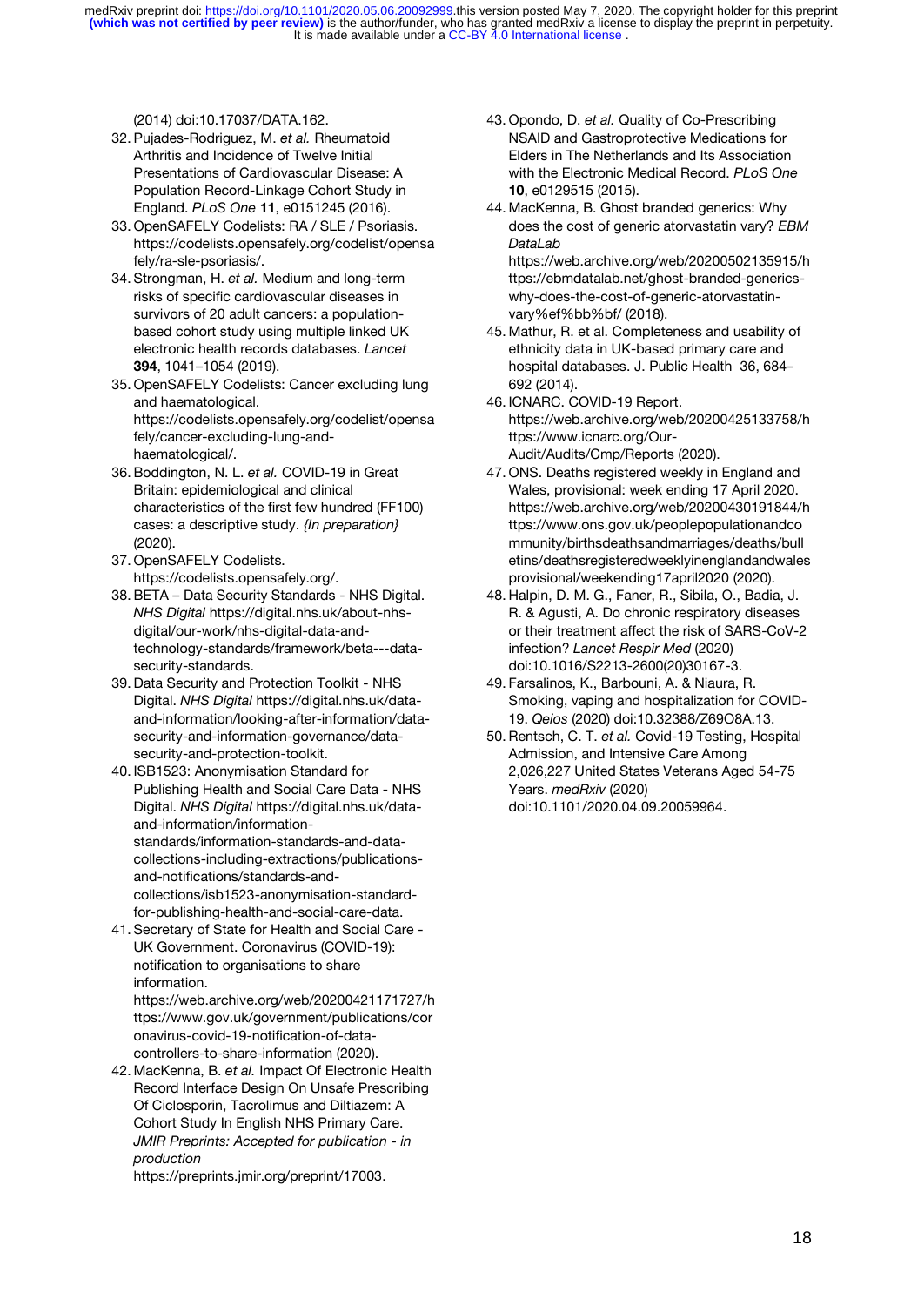(2014) doi:10.17037/DATA.162.

32. Pujades-Rodriguez, M. *et al.* Rheumatoid Arthritis and Incidence of Twelve Initial Presentations of Cardiovascular Disease: A Population Record-Linkage Cohort Study in England. *PLoS One* **11**, e0151245 (2016).
33. OpenSAFELY Codelists: RA / SLE / Psoriasis. https://codelists.opensafely.org/codelist/opensafely/ra-sle-psoriasis/.
34. Strongman, H. *et al.* Medium and long-term risks of specific cardiovascular diseases in survivors of 20 adult cancers: a population-based cohort study using multiple linked UK electronic health records databases. *Lancet* **394**, 1041–1054 (2019).
35. OpenSAFELY Codelists: Cancer excluding lung and haematological. https://codelists.opensafely.org/codelist/opensafely/cancer-excluding-lung-and-haematological/.
36. Boddington, N. L. *et al.* COVID-19 in Great Britain: epidemiological and clinical characteristics of the first few hundred (FF100) cases: a descriptive study. *{In preparation}* (2020).
37. OpenSAFELY Codelists. https://codelists.opensafely.org/.
38. BETA – Data Security Standards - NHS Digital. *NHS Digital* https://digital.nhs.uk/about-nhs-digital/our-work/nhs-digital-data-and-technology-standards/framework/beta---data-security-standards.
39. Data Security and Protection Toolkit - NHS Digital. *NHS Digital* https://digital.nhs.uk/data-and-information/looking-after-information/data-security-and-information-governance/data-security-and-protection-toolkit.
40. ISB1523: Anonymisation Standard for Publishing Health and Social Care Data - NHS Digital. *NHS Digital* https://digital.nhs.uk/data-and-information/information-standards/information-standards-and-data-collections-including-extractions/publications-and-notifications/standards-and-collections/isb1523-anonymisation-standard-for-publishing-health-and-social-care-data.
41. Secretary of State for Health and Social Care - UK Government. Coronavirus (COVID-19): notification to organisations to share information. https://web.archive.org/web/20200421171727/https://www.gov.uk/government/publications/coronavirus-covid-19-notification-of-data-controllers-to-share-information (2020).
42. MacKenna, B. *et al.* Impact Of Electronic Health Record Interface Design On Unsafe Prescribing Of Ciclosporin, Tacrolimus and Diltiazem: A Cohort Study In English NHS Primary Care. *JMIR Preprints: Accepted for publication - in production* https://preprints.jmir.org/preprint/17003.
43. Opondo, D. *et al.* Quality of Co-Prescribing NSAID and Gastroprotective Medications for Elders in The Netherlands and Its Association with the Electronic Medical Record. *PLoS One* **10**, e0129515 (2015).
44. MacKenna, B. Ghost branded generics: Why does the cost of generic atorvastatin vary? *EBM DataLab* https://web.archive.org/web/20200502135915/https://ebmdatalab.net/ghost-branded-generics-why-does-the-cost-of-generic-atorvastatin-vary%ef%bb%bf/ (2018).
45. Mathur, R. et al. Completeness and usability of ethnicity data in UK-based primary care and hospital databases. J. Public Health 36, 684–692 (2014).
46. ICNARC. COVID-19 Report. https://web.archive.org/web/20200425133758/https://www.icnarc.org/Our-Audit/Audits/Cmp/Reports (2020).
47. ONS. Deaths registered weekly in England and Wales, provisional: week ending 17 April 2020. https://web.archive.org/web/20200430191844/https://www.ons.gov.uk/peoplepopulationandcommunity/birthsdeathsandmarriages/deaths/bulletins/deathsregisteredweeklyinenglandandwalesprovisional/weekending17april2020 (2020).
48. Halpin, D. M. G., Faner, R., Sibila, O., Badia, J. R. & Agusti, A. Do chronic respiratory diseases or their treatment affect the risk of SARS-CoV-2 infection? *Lancet Respir Med* (2020) doi:10.1016/S2213-2600(20)30167-3.
49. Farsalinos, K., Barbouni, A. & Niaura, R. Smoking, vaping and hospitalization for COVID-19. *Qeios* (2020) doi:10.32388/Z69O8A.13.
50. Rentsch, C. T. *et al.* Covid-19 Testing, Hospital Admission, and Intensive Care Among 2,026,227 United States Veterans Aged 54-75 Years. *medRxiv* (2020) doi:10.1101/2020.04.09.20059964.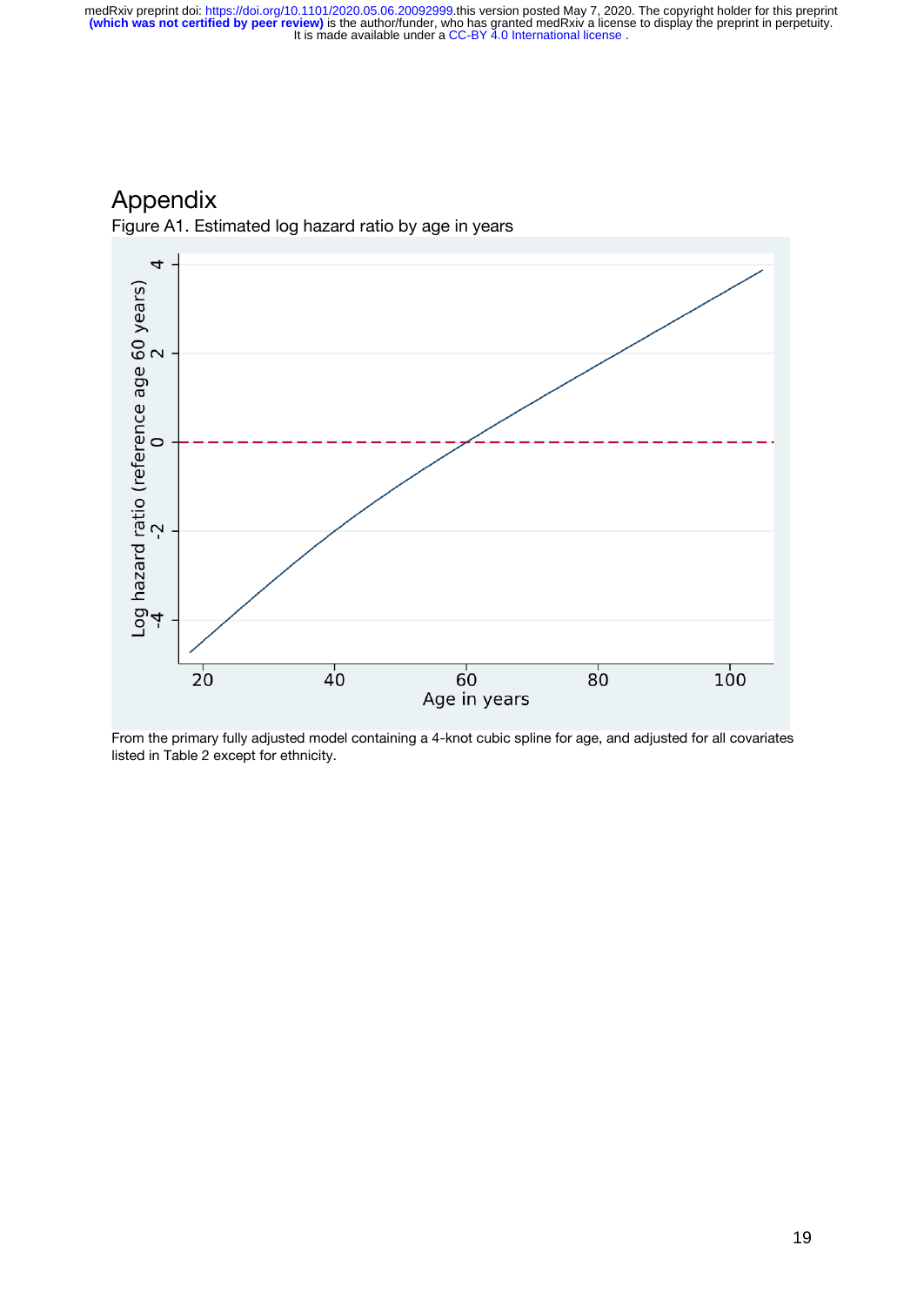# Appendix

Figure A1. Estimated log hazard ratio by age in years

From the primary fully adjusted model containing a 4-knot cubic spline for age, and adjusted for all covariates listed in Table 2 except for ethnicity.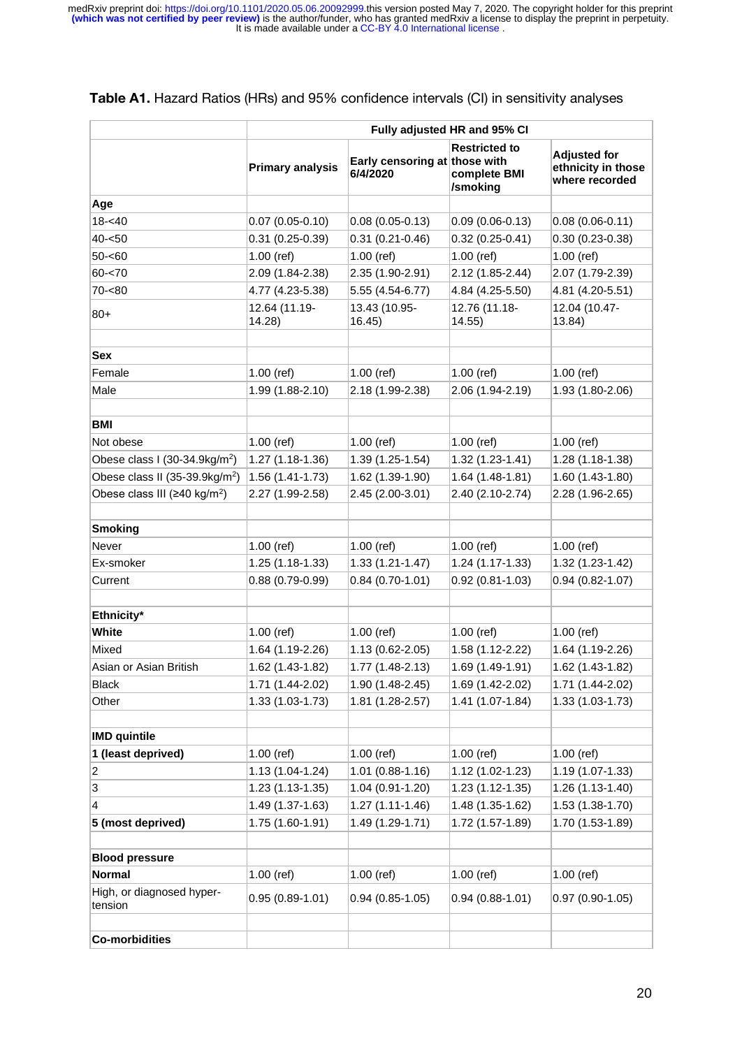**Table A1.** Hazard Ratios (HRs) and 95% confidence intervals (CI) in sensitivity analyses

| | Fully adjusted HR and 95% CI | | | |
|---|---|---|---|---|
| | **Primary analysis** | **Early censoring at 6/4/2020** | **Restricted to those with complete BMI /smoking** | **Adjusted for ethnicity in those where recorded** |
| **Age** | | | | |
| 18-<40 | 0.07 (0.05-0.10) | 0.08 (0.05-0.13) | 0.09 (0.06-0.13) | 0.08 (0.06-0.11) |
| 40-<50 | 0.31 (0.25-0.39) | 0.31 (0.21-0.46) | 0.32 (0.25-0.41) | 0.30 (0.23-0.38) |
| 50-<60 | 1.00 (ref) | 1.00 (ref) | 1.00 (ref) | 1.00 (ref) |
| 60-<70 | 2.09 (1.84-2.38) | 2.35 (1.90-2.91) | 2.12 (1.85-2.44) | 2.07 (1.79-2.39) |
| 70-<80 | 4.77 (4.23-5.38) | 5.55 (4.54-6.77) | 4.84 (4.25-5.50) | 4.81 (4.20-5.51) |
| 80+ | 12.64 (11.19-14.28) | 13.43 (10.95-16.45) | 12.76 (11.18-14.55) | 12.04 (10.47-13.84) |
| | | | | |
| **Sex** | | | | |
| Female | 1.00 (ref) | 1.00 (ref) | 1.00 (ref) | 1.00 (ref) |
| Male | 1.99 (1.88-2.10) | 2.18 (1.99-2.38) | 2.06 (1.94-2.19) | 1.93 (1.80-2.06) |
| | | | | |
| **BMI** | | | | |
| Not obese | 1.00 (ref) | 1.00 (ref) | 1.00 (ref) | 1.00 (ref) |
| Obese class I (30-34.9kg/m$^2$) | 1.27 (1.18-1.36) | 1.39 (1.25-1.54) | 1.32 (1.23-1.41) | 1.28 (1.18-1.38) |
| Obese class II (35-39.9kg/m$^2$) | 1.56 (1.41-1.73) | 1.62 (1.39-1.90) | 1.64 (1.48-1.81) | 1.60 (1.43-1.80) |
| Obese class III (≥40 kg/m$^2$) | 2.27 (1.99-2.58) | 2.45 (2.00-3.01) | 2.40 (2.10-2.74) | 2.28 (1.96-2.65) |
| | | | | |
| **Smoking** | | | | |
| Never | 1.00 (ref) | 1.00 (ref) | 1.00 (ref) | 1.00 (ref) |
| Ex-smoker | 1.25 (1.18-1.33) | 1.33 (1.21-1.47) | 1.24 (1.17-1.33) | 1.32 (1.23-1.42) |
| Current | 0.88 (0.79-0.99) | 0.84 (0.70-1.01) | 0.92 (0.81-1.03) | 0.94 (0.82-1.07) |
| | | | | |
| **Ethnicity*** | | | | |
| **White** | 1.00 (ref) | 1.00 (ref) | 1.00 (ref) | 1.00 (ref) |
| Mixed | 1.64 (1.19-2.26) | 1.13 (0.62-2.05) | 1.58 (1.12-2.22) | 1.64 (1.19-2.26) |
| Asian or Asian British | 1.62 (1.43-1.82) | 1.77 (1.48-2.13) | 1.69 (1.49-1.91) | 1.62 (1.43-1.82) |
| Black | 1.71 (1.44-2.02) | 1.90 (1.48-2.45) | 1.69 (1.42-2.02) | 1.71 (1.44-2.02) |
| Other | 1.33 (1.03-1.73) | 1.81 (1.28-2.57) | 1.41 (1.07-1.84) | 1.33 (1.03-1.73) |
| | | | | |
| **IMD quintile** | | | | |
| **1 (least deprived)** | 1.00 (ref) | 1.00 (ref) | 1.00 (ref) | 1.00 (ref) |
| 2 | 1.13 (1.04-1.24) | 1.01 (0.88-1.16) | 1.12 (1.02-1.23) | 1.19 (1.07-1.33) |
| 3 | 1.23 (1.13-1.35) | 1.04 (0.91-1.20) | 1.23 (1.12-1.35) | 1.26 (1.13-1.40) |
| 4 | 1.49 (1.37-1.63) | 1.27 (1.11-1.46) | 1.48 (1.35-1.62) | 1.53 (1.38-1.70) |
| **5 (most deprived)** | 1.75 (1.60-1.91) | 1.49 (1.29-1.71) | 1.72 (1.57-1.89) | 1.70 (1.53-1.89) |
| | | | | |
| **Blood pressure** | | | | |
| **Normal** | 1.00 (ref) | 1.00 (ref) | 1.00 (ref) | 1.00 (ref) |
| High, or diagnosed hyper-tension | 0.95 (0.89-1.01) | 0.94 (0.85-1.05) | 0.94 (0.88-1.01) | 0.97 (0.90-1.05) |
| | | | | |
| **Co-morbidities** | | | | |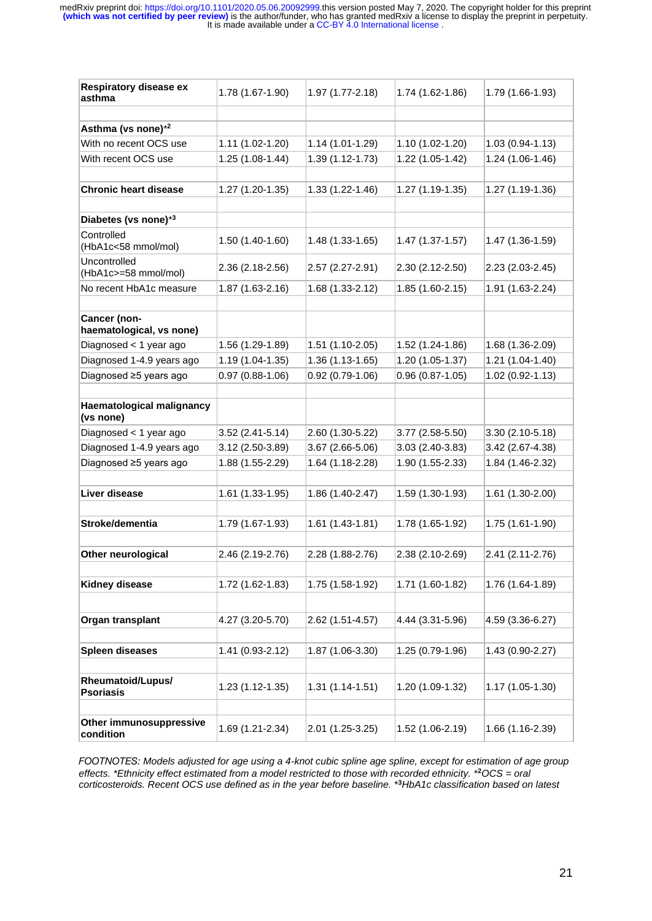| | | | | |
|---|---|---|---|---|
| **Respiratory disease ex asthma** | 1.78 (1.67-1.90) | 1.97 (1.77-2.18) | 1.74 (1.62-1.86) | 1.79 (1.66-1.93) |
| | | | | |
| **Asthma (vs none)**[*2] | | | | |
| With no recent OCS use | 1.11 (1.02-1.20) | 1.14 (1.01-1.29) | 1.10 (1.02-1.20) | 1.03 (0.94-1.13) |
| With recent OCS use | 1.25 (1.08-1.44) | 1.39 (1.12-1.73) | 1.22 (1.05-1.42) | 1.24 (1.06-1.46) |
| | | | | |
| **Chronic heart disease** | 1.27 (1.20-1.35) | 1.33 (1.22-1.46) | 1.27 (1.19-1.35) | 1.27 (1.19-1.36) |
| | | | | |
| **Diabetes (vs none)**[*3] | | | | |
| Controlled (HbA1c<58 mmol/mol) | 1.50 (1.40-1.60) | 1.48 (1.33-1.65) | 1.47 (1.37-1.57) | 1.47 (1.36-1.59) |
| Uncontrolled (HbA1c>=58 mmol/mol) | 2.36 (2.18-2.56) | 2.57 (2.27-2.91) | 2.30 (2.12-2.50) | 2.23 (2.03-2.45) |
| No recent HbA1c measure | 1.87 (1.63-2.16) | 1.68 (1.33-2.12) | 1.85 (1.60-2.15) | 1.91 (1.63-2.24) |
| | | | | |
| **Cancer (non-haematological, vs none)** | | | | |
| Diagnosed < 1 year ago | 1.56 (1.29-1.89) | 1.51 (1.10-2.05) | 1.52 (1.24-1.86) | 1.68 (1.36-2.09) |
| Diagnosed 1-4.9 years ago | 1.19 (1.04-1.35) | 1.36 (1.13-1.65) | 1.20 (1.05-1.37) | 1.21 (1.04-1.40) |
| Diagnosed ≥5 years ago | 0.97 (0.88-1.06) | 0.92 (0.79-1.06) | 0.96 (0.87-1.05) | 1.02 (0.92-1.13) |
| | | | | |
| **Haematological malignancy (vs none)** | | | | |
| Diagnosed < 1 year ago | 3.52 (2.41-5.14) | 2.60 (1.30-5.22) | 3.77 (2.58-5.50) | 3.30 (2.10-5.18) |
| Diagnosed 1-4.9 years ago | 3.12 (2.50-3.89) | 3.67 (2.66-5.06) | 3.03 (2.40-3.83) | 3.42 (2.67-4.38) |
| Diagnosed ≥5 years ago | 1.88 (1.55-2.29) | 1.64 (1.18-2.28) | 1.90 (1.55-2.33) | 1.84 (1.46-2.32) |
| | | | | |
| **Liver disease** | 1.61 (1.33-1.95) | 1.86 (1.40-2.47) | 1.59 (1.30-1.93) | 1.61 (1.30-2.00) |
| | | | | |
| **Stroke/dementia** | 1.79 (1.67-1.93) | 1.61 (1.43-1.81) | 1.78 (1.65-1.92) | 1.75 (1.61-1.90) |
| | | | | |
| **Other neurological** | 2.46 (2.19-2.76) | 2.28 (1.88-2.76) | 2.38 (2.10-2.69) | 2.41 (2.11-2.76) |
| | | | | |
| **Kidney disease** | 1.72 (1.62-1.83) | 1.75 (1.58-1.92) | 1.71 (1.60-1.82) | 1.76 (1.64-1.89) |
| | | | | |
| **Organ transplant** | 4.27 (3.20-5.70) | 2.62 (1.51-4.57) | 4.44 (3.31-5.96) | 4.59 (3.36-6.27) |
| | | | | |
| **Spleen diseases** | 1.41 (0.93-2.12) | 1.87 (1.06-3.30) | 1.25 (0.79-1.96) | 1.43 (0.90-2.27) |
| | | | | |
| **Rheumatoid/Lupus/ Psoriasis** | 1.23 (1.12-1.35) | 1.31 (1.14-1.51) | 1.20 (1.09-1.32) | 1.17 (1.05-1.30) |
| | | | | |
| **Other immunosuppressive condition** | 1.69 (1.21-2.34) | 2.01 (1.25-3.25) | 1.52 (1.06-2.19) | 1.66 (1.16-2.39) |

*FOOTNOTES: Models adjusted for age using a 4-knot cubic spline age spline, except for estimation of age group effects. *Ethnicity effect estimated from a model restricted to those with recorded ethnicity. *[2]OCS = oral corticosteroids. Recent OCS use defined as in the year before baseline. *[3]HbA1c classification based on latest*